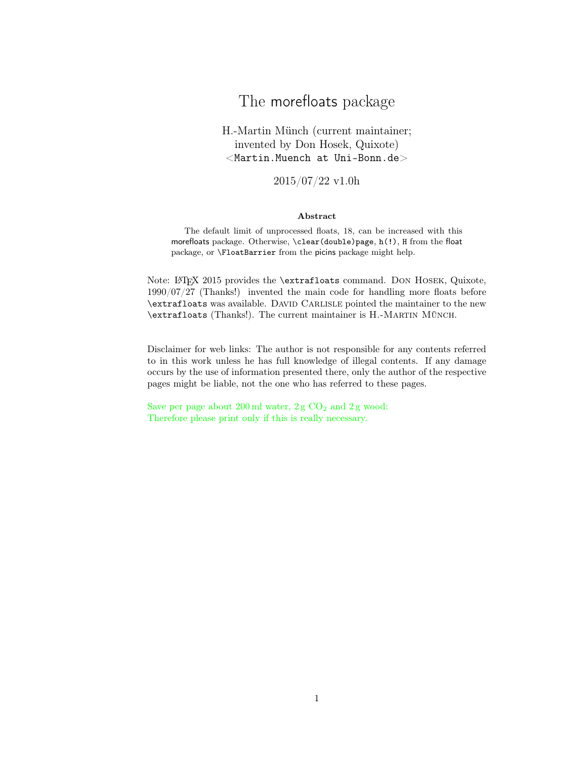# The morefloats package

H.-Martin Münch (current maintainer;
invented by Don Hosek, Quixote)
<Martin.Muench at Uni-Bonn.de>

2015/07/22 v1.0h

**Abstract**

The default limit of unprocessed floats, 18, can be increased with this morefloats package. Otherwise, `\clear(double)page`, `h(!)`, `H` from the float package, or `\FloatBarrier` from the picins package might help.

Note: LaTeX 2015 provides the `\extrafloats` command. Don Hosek, Quixote, 1990/07/27 (Thanks!) invented the main code for handling more floats before `\extrafloats` was available. David Carlisle pointed the maintainer to the new `\extrafloats` (Thanks!). The current maintainer is H.-Martin Münch.

Disclaimer for web links: The author is not responsible for any contents referred to in this work unless he has full knowledge of illegal contents. If any damage occurs by the use of information presented there, only the author of the respective pages might be liable, not the one who has referred to these pages.

Save per page about 200 ml water, 2 g $CO_2$ and 2 g wood:
Therefore please print only if this is really necessary.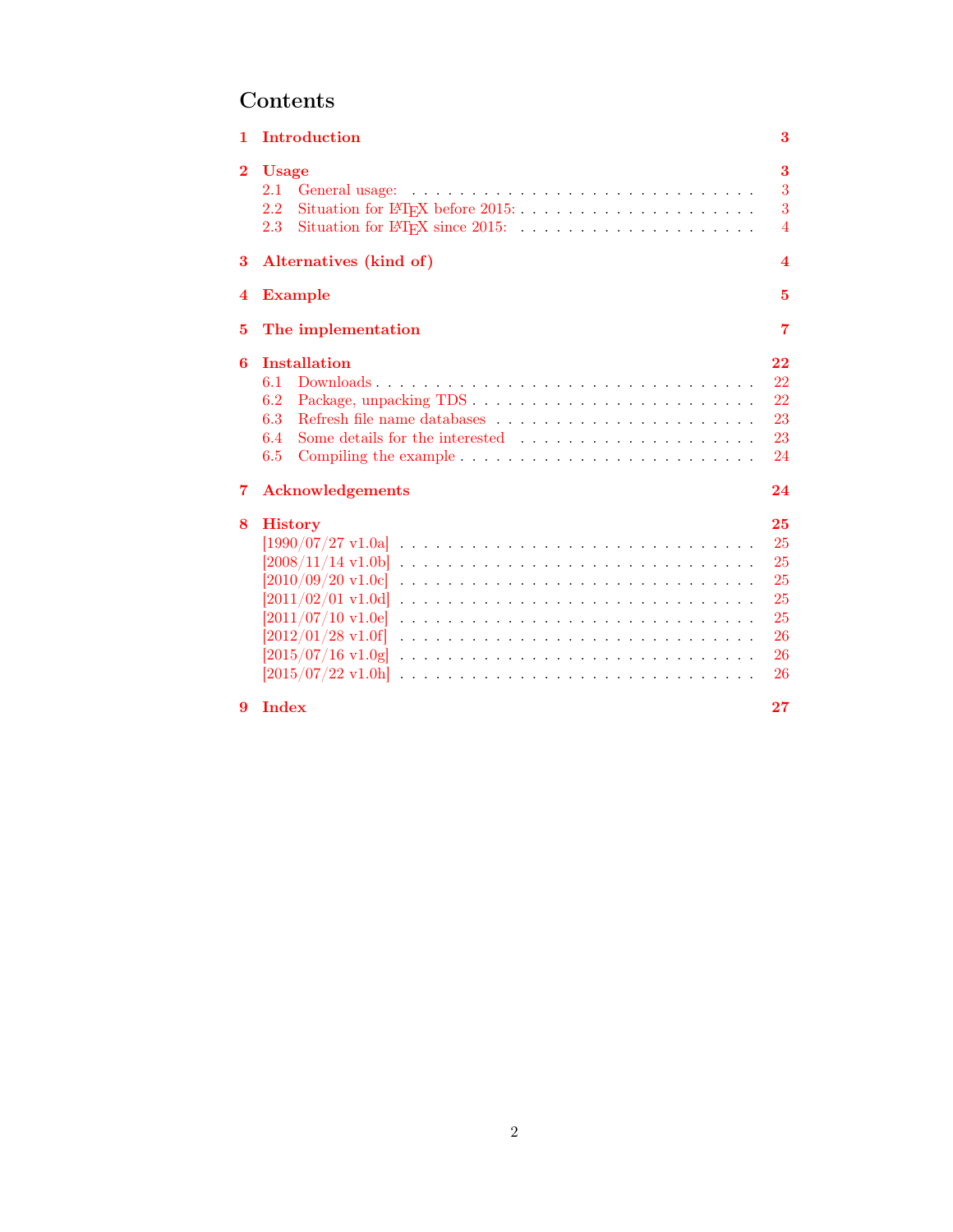# Contents

- **1 Introduction** — 3
- **2 Usage** — 3
  - 2.1 General usage: — 3
  - 2.2 Situation for LaTeX before 2015: — 3
  - 2.3 Situation for LaTeX since 2015: — 4
- **3 Alternatives (kind of)** — 4
- **4 Example** — 5
- **5 The implementation** — 7
- **6 Installation** — 22
  - 6.1 Downloads — 22
  - 6.2 Package, unpacking TDS — 22
  - 6.3 Refresh file name databases — 23
  - 6.4 Some details for the interested — 23
  - 6.5 Compiling the example — 24
- **7 Acknowledgements** — 24
- **8 History** — 25
  - [1990/07/27 v1.0a] — 25
  - [2008/11/14 v1.0b] — 25
  - [2010/09/20 v1.0c] — 25
  - [2011/02/01 v1.0d] — 25
  - [2011/07/10 v1.0e] — 25
  - [2012/01/28 v1.0f] — 26
  - [2015/07/16 v1.0g] — 26
  - [2015/07/22 v1.0h] — 26
- **9 Index** — 27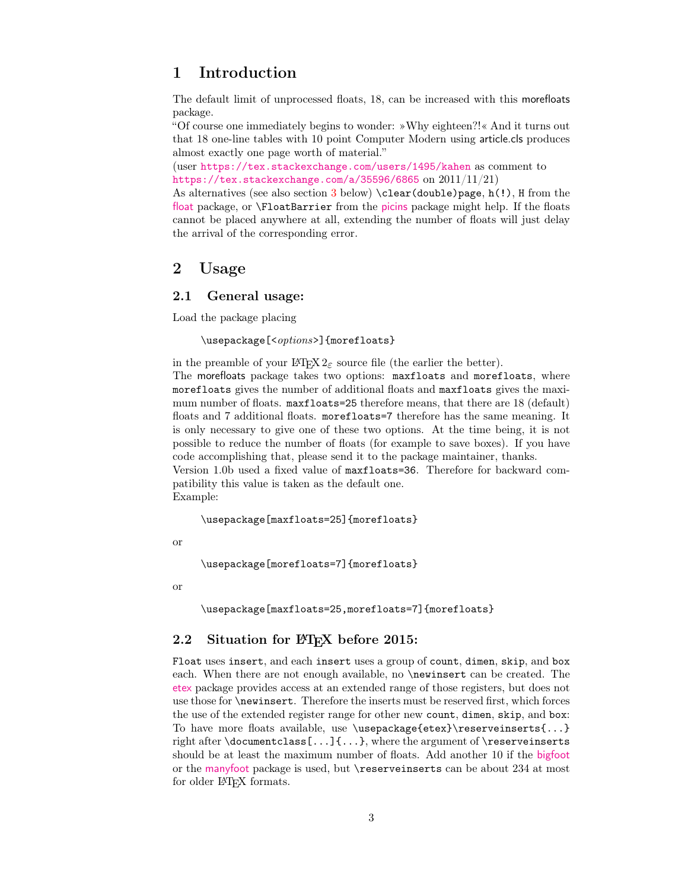# 1 Introduction

The default limit of unprocessed floats, 18, can be increased with this morefloats package.
"Of course one immediately begins to wonder: »Why eighteen?!« And it turns out that 18 one-line tables with 10 point Computer Modern using article.cls produces almost exactly one page worth of material."
(user https://tex.stackexchange.com/users/1495/kahen as comment to https://tex.stackexchange.com/a/35596/6865 on 2011/11/21)
As alternatives (see also section 3 below) `\clear(double)page`, `h(!)`, `H` from the float package, or `\FloatBarrier` from the picins package might help. If the floats cannot be placed anywhere at all, extending the number of floats will just delay the arrival of the corresponding error.

# 2 Usage

## 2.1 General usage:

Load the package placing

```
\usepackage[<options>]{morefloats}
```

in the preamble of your LaTeX 2ε source file (the earlier the better).
The morefloats package takes two options: `maxfloats` and `morefloats`, where `morefloats` gives the number of additional floats and `maxfloats` gives the maximum number of floats. `maxfloats=25` therefore means, that there are 18 (default) floats and 7 additional floats. `morefloats=7` therefore has the same meaning. It is only necessary to give one of these two options. At the time being, it is not possible to reduce the number of floats (for example to save boxes). If you have code accomplishing that, please send it to the package maintainer, thanks.
Version 1.0b used a fixed value of `maxfloats=36`. Therefore for backward compatibility this value is taken as the default one.
Example:

```
\usepackage[maxfloats=25]{morefloats}
```

or

```
\usepackage[morefloats=7]{morefloats}
```

or

```
\usepackage[maxfloats=25,morefloats=7]{morefloats}
```

## 2.2 Situation for LaTeX before 2015:

`Float` uses `insert`, and each `insert` uses a group of `count`, `dimen`, `skip`, and `box` each. When there are not enough available, no `\newinsert` can be created. The etex package provides access at an extended range of those registers, but does not use those for `\newinsert`. Therefore the inserts must be reserved first, which forces the use of the extended register range for other new `count`, `dimen`, `skip`, and `box`: To have more floats available, use `\usepackage{etex}\reserveinserts{...}` right after `\documentclass[...]{...}`, where the argument of `\reserveinserts` should be at least the maximum number of floats. Add another 10 if the bigfoot or the manyfoot package is used, but `\reserveinserts` can be about 234 at most for older LaTeX formats.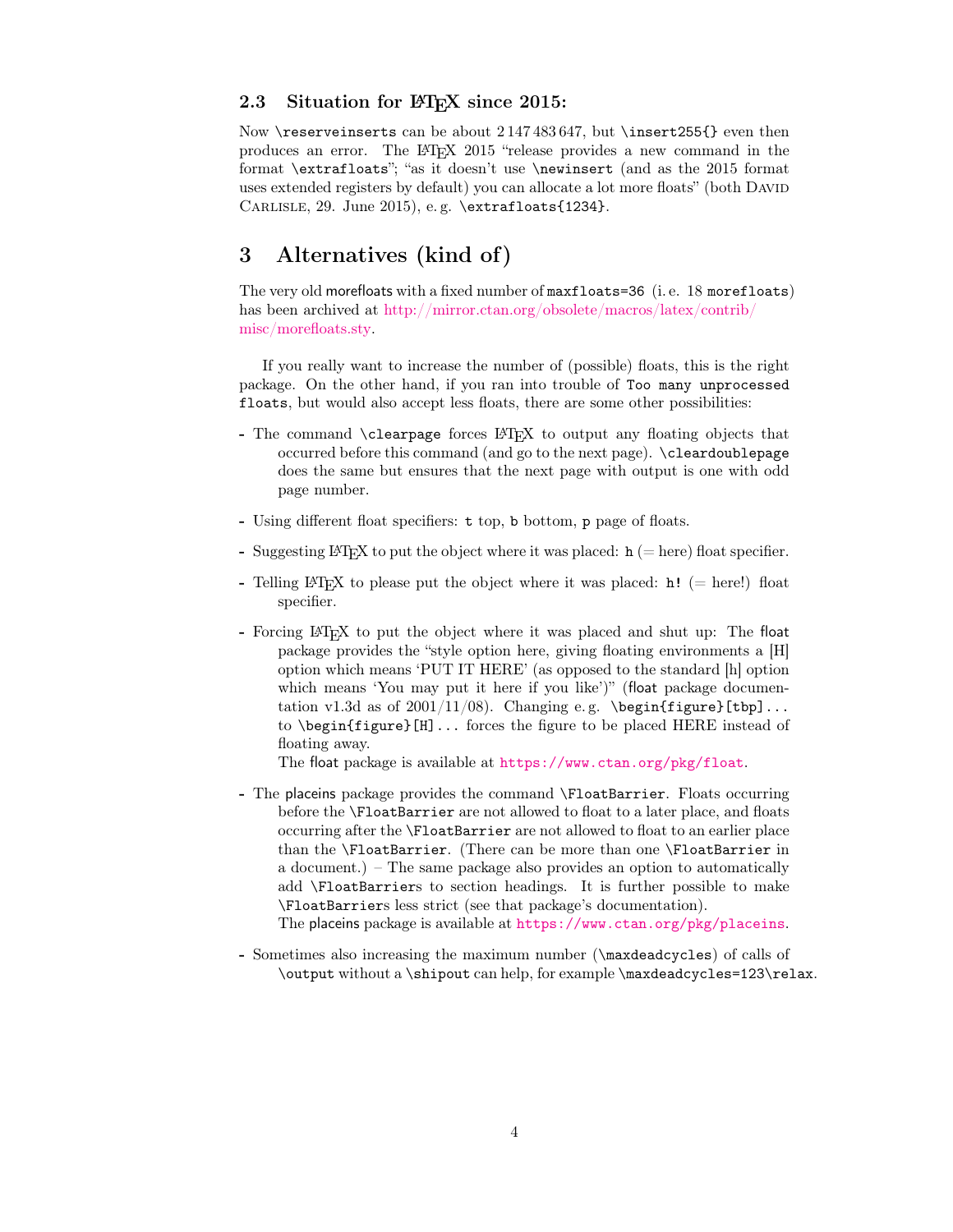### 2.3 Situation for LaTeX since 2015:

Now `\reserveinserts` can be about 2 147 483 647, but `\insert255{}` even then produces an error. The LaTeX 2015 "release provides a new command in the format `\extrafloats`"; "as it doesn't use `\newinsert` (and as the 2015 format uses extended registers by default) you can allocate a lot more floats" (both David Carlisle, 29. June 2015), e. g. `\extrafloats{1234}`.

## 3 Alternatives (kind of)

The very old morefloats with a fixed number of `maxfloats=36` (i. e. 18 `morefloats`) has been archived at http://mirror.ctan.org/obsolete/macros/latex/contrib/misc/morefloats.sty.

If you really want to increase the number of (possible) floats, this is the right package. On the other hand, if you ran into trouble of `Too many unprocessed floats`, but would also accept less floats, there are some other possibilities:

- The command `\clearpage` forces LaTeX to output any floating objects that occurred before this command (and go to the next page). `\cleardoublepage` does the same but ensures that the next page with output is one with odd page number.
- Using different float specifiers: `t` top, `b` bottom, `p` page of floats.
- Suggesting LaTeX to put the object where it was placed: `h` (= here) float specifier.
- Telling LaTeX to please put the object where it was placed: `h!` (= here!) float specifier.
- Forcing LaTeX to put the object where it was placed and shut up: The float package provides the "style option here, giving floating environments a [H] option which means 'PUT IT HERE' (as opposed to the standard [h] option which means 'You may put it here if you like')" (float package documentation v1.3d as of 2001/11/08). Changing e. g. `\begin{figure}[tbp]...` to `\begin{figure}[H]...` forces the figure to be placed HERE instead of floating away.
  The float package is available at `https://www.ctan.org/pkg/float`.
- The placeins package provides the command `\FloatBarrier`. Floats occurring before the `\FloatBarrier` are not allowed to float to a later place, and floats occurring after the `\FloatBarrier` are not allowed to float to an earlier place than the `\FloatBarrier`. (There can be more than one `\FloatBarrier` in a document.) – The same package also provides an option to automatically add `\FloatBarrier`s to section headings. It is further possible to make `\FloatBarrier`s less strict (see that package's documentation).
  The placeins package is available at `https://www.ctan.org/pkg/placeins`.
- Sometimes also increasing the maximum number (`\maxdeadcycles`) of calls of `\output` without a `\shipout` can help, for example `\maxdeadcycles=123\relax`.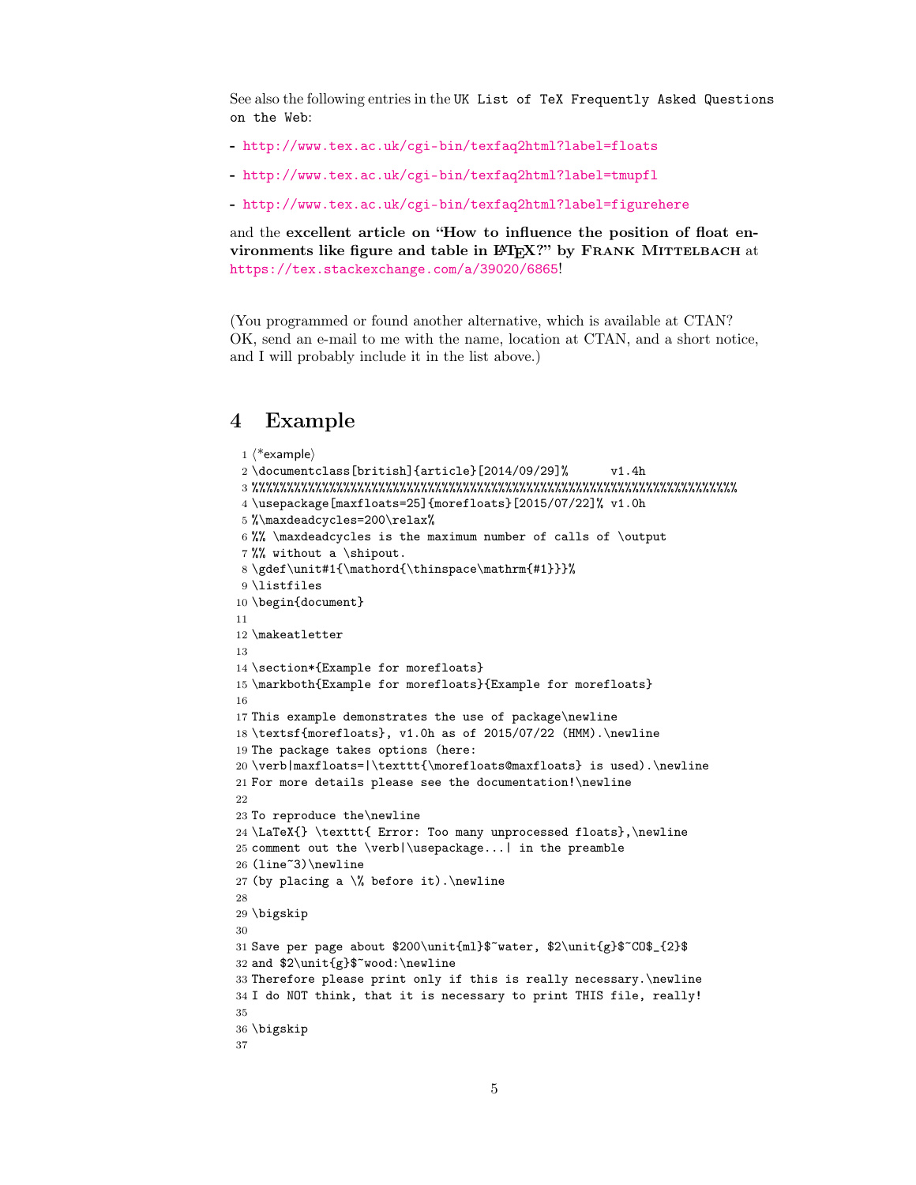See also the following entries in the `UK List of TeX Frequently Asked Questions on the Web`:

- http://www.tex.ac.uk/cgi-bin/texfaq2html?label=floats

- http://www.tex.ac.uk/cgi-bin/texfaq2html?label=tmupfl

- http://www.tex.ac.uk/cgi-bin/texfaq2html?label=figurehere

and the **excellent article on "How to influence the position of float environments like figure and table in LaTeX?" by Frank Mittelbach** at https://tex.stackexchange.com/a/39020/6865!

(You programmed or found another alternative, which is available at CTAN? OK, send an e-mail to me with the name, location at CTAN, and a short notice, and I will probably include it in the list above.)

# 4 Example

```
1 ⟨*example⟩
2 \documentclass[british]{article}[2014/09/29]%      v1.4h
3 %%%%%%%%%%%%%%%%%%%%%%%%%%%%%%%%%%%%%%%%%%%%%%%%%%%%%%%%%%%%%%%%%%%%%
4 \usepackage[maxfloats=25]{morefloats}[2015/07/22]% v1.0h
5 %\maxdeadcycles=200\relax%
6 %% \maxdeadcycles is the maximum number of calls of \output
7 %% without a \shipout.
8 \gdef\unit#1{\mathord{\thinspace\mathrm{#1}}}%
9 \listfiles
10 \begin{document}
11
12 \makeatletter
13
14 \section*{Example for morefloats}
15 \markboth{Example for morefloats}{Example for morefloats}
16
17 This example demonstrates the use of package\newline
18 \textsf{morefloats}, v1.0h as of 2015/07/22 (HMM).\newline
19 The package takes options (here:
20 \verb|maxfloats=|\texttt{\morefloats@maxfloats} is used).\newline
21 For more details please see the documentation!\newline
22
23 To reproduce the\newline
24 \LaTeX{} \texttt{ Error: Too many unprocessed floats},\newline
25 comment out the \verb|\usepackage...| in the preamble
26 (line~3)\newline
27 (by placing a \% before it).\newline
28
29 \bigskip
30
31 Save per page about $200\unit{ml}$~water, $2\unit{g}$~CO$_{2}$
32 and $2\unit{g}$~wood:\newline
33 Therefore please print only if this is really necessary.\newline
34 I do NOT think, that it is necessary to print THIS file, really!
35
36 \bigskip
37
```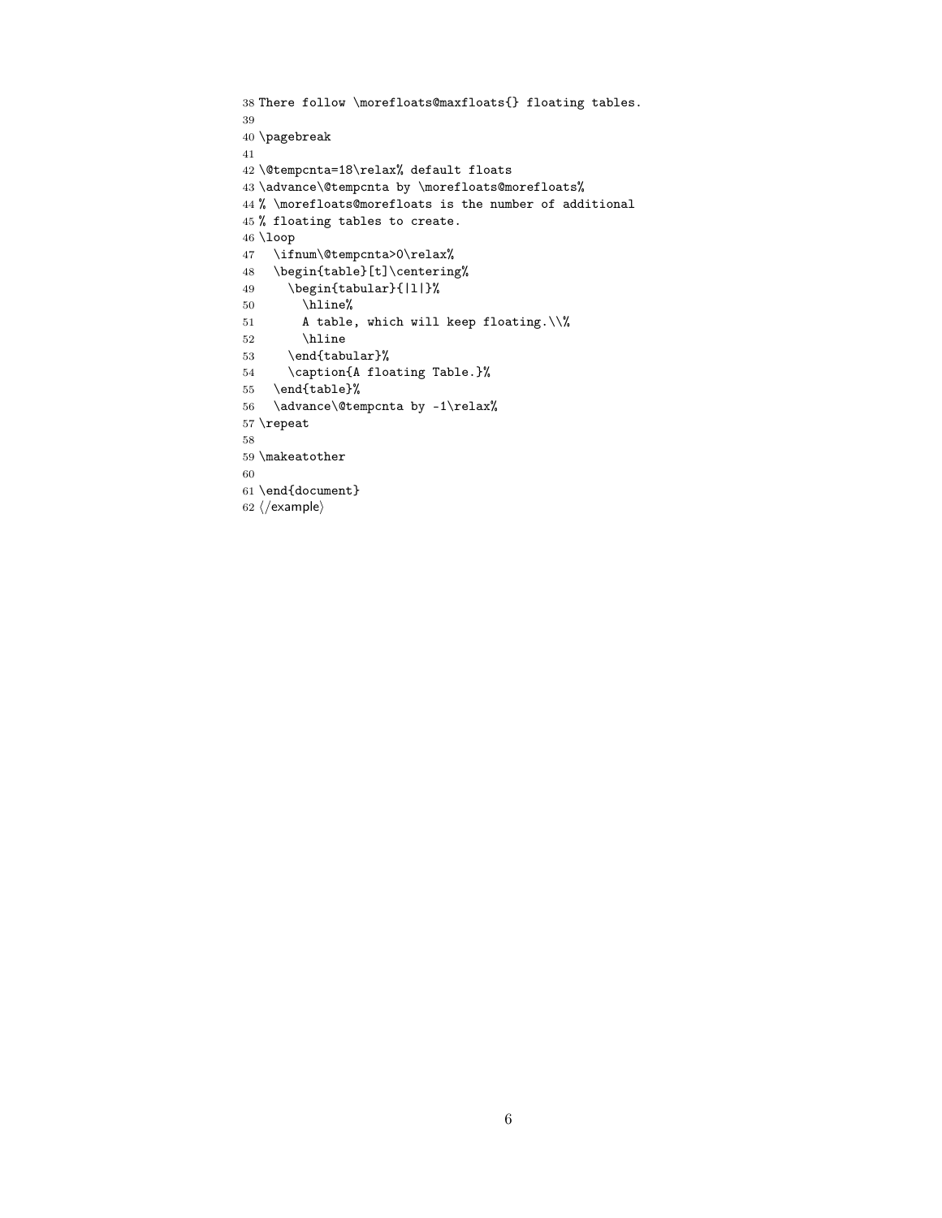```
38 There follow \morefloats@maxfloats{} floating tables.
39
40 \pagebreak
41
42 \@tempcnta=18\relax% default floats
43 \advance\@tempcnta by \morefloats@morefloats%
44 % \morefloats@morefloats is the number of additional
45 % floating tables to create.
46 \loop
47   \ifnum\@tempcnta>0\relax%
48   \begin{table}[t]\centering%
49     \begin{tabular}{|l|}%
50       \hline%
51       A table, which will keep floating.\\%
52       \hline
53     \end{tabular}%
54     \caption{A floating Table.}%
55   \end{table}%
56   \advance\@tempcnta by -1\relax%
57 \repeat
58
59 \makeatother
60
61 \end{document}
62 ⟨/example⟩
```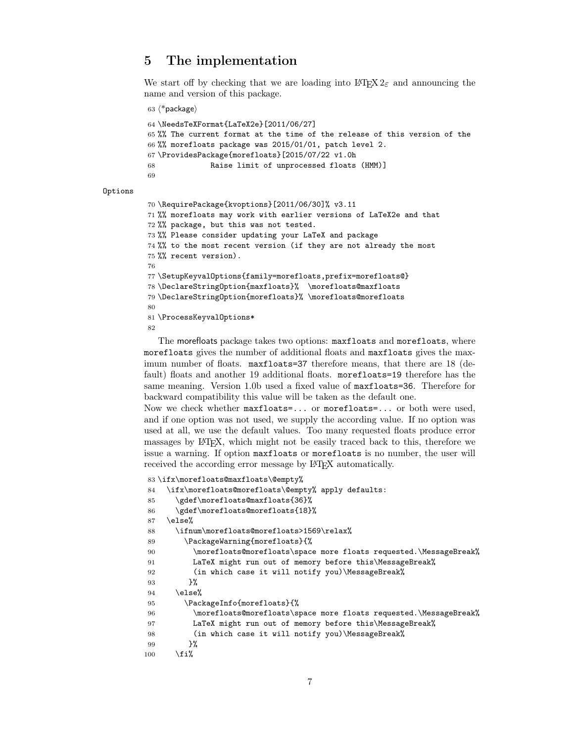## 5 The implementation

We start off by checking that we are loading into LaTeX 2ε and announcing the name and version of this package.

```
63 ⟨*package⟩
64 \NeedsTeXFormat{LaTeX2e}[2011/06/27]
65 %% The current format at the time of the release of this version of the
66 %% morefloats package was 2015/01/01, patch level 2.
67 \ProvidesPackage{morefloats}[2015/07/22 v1.0h
68            Raise limit of unprocessed floats (HMM)]
69
```

Options

```
70 \RequirePackage{kvoptions}[2011/06/30]% v3.11
71 %% morefloats may work with earlier versions of LaTeX2e and that
72 %% package, but this was not tested.
73 %% Please consider updating your LaTeX and package
74 %% to the most recent version (if they are not already the most
75 %% recent version).
76
77 \SetupKeyvalOptions{family=morefloats,prefix=morefloats@}
78 \DeclareStringOption{maxfloats}%  \morefloats@maxfloats
79 \DeclareStringOption{morefloats}% \morefloats@morefloats
80
81 \ProcessKeyvalOptions*
82
```

The morefloats package takes two options: `maxfloats` and `morefloats`, where `morefloats` gives the number of additional floats and `maxfloats` gives the maximum number of floats. `maxfloats=37` therefore means, that there are 18 (default) floats and another 19 additional floats. `morefloats=19` therefore has the same meaning. Version 1.0b used a fixed value of `maxfloats=36`. Therefore for backward compatibility this value will be taken as the default one.
Now we check whether `maxfloats=...` or `morefloats=...` or both were used, and if one option was not used, we supply the according value. If no option was used at all, we use the default values. Too many requested floats produce error massages by LaTeX, which might not be easily traced back to this, therefore we issue a warning. If option `maxfloats` or `morefloats` is no number, the user will received the according error message by LaTeX automatically.

```
83 \ifx\morefloats@maxfloats\@empty%
84   \ifx\morefloats@morefloats\@empty% apply defaults:
85     \gdef\morefloats@maxfloats{36}%
86     \gdef\morefloats@morefloats{18}%
87   \else%
88     \ifnum\morefloats@morefloats>1569\relax%
89       \PackageWarning{morefloats}{%
90         \morefloats@morefloats\space more floats requested.\MessageBreak%
91         LaTeX might run out of memory before this\MessageBreak%
92         (in which case it will notify you)\MessageBreak%
93        }%
94     \else%
95       \PackageInfo{morefloats}{%
96         \morefloats@morefloats\space more floats requested.\MessageBreak%
97         LaTeX might run out of memory before this\MessageBreak%
98         (in which case it will notify you)\MessageBreak%
99        }%
100    \fi%
```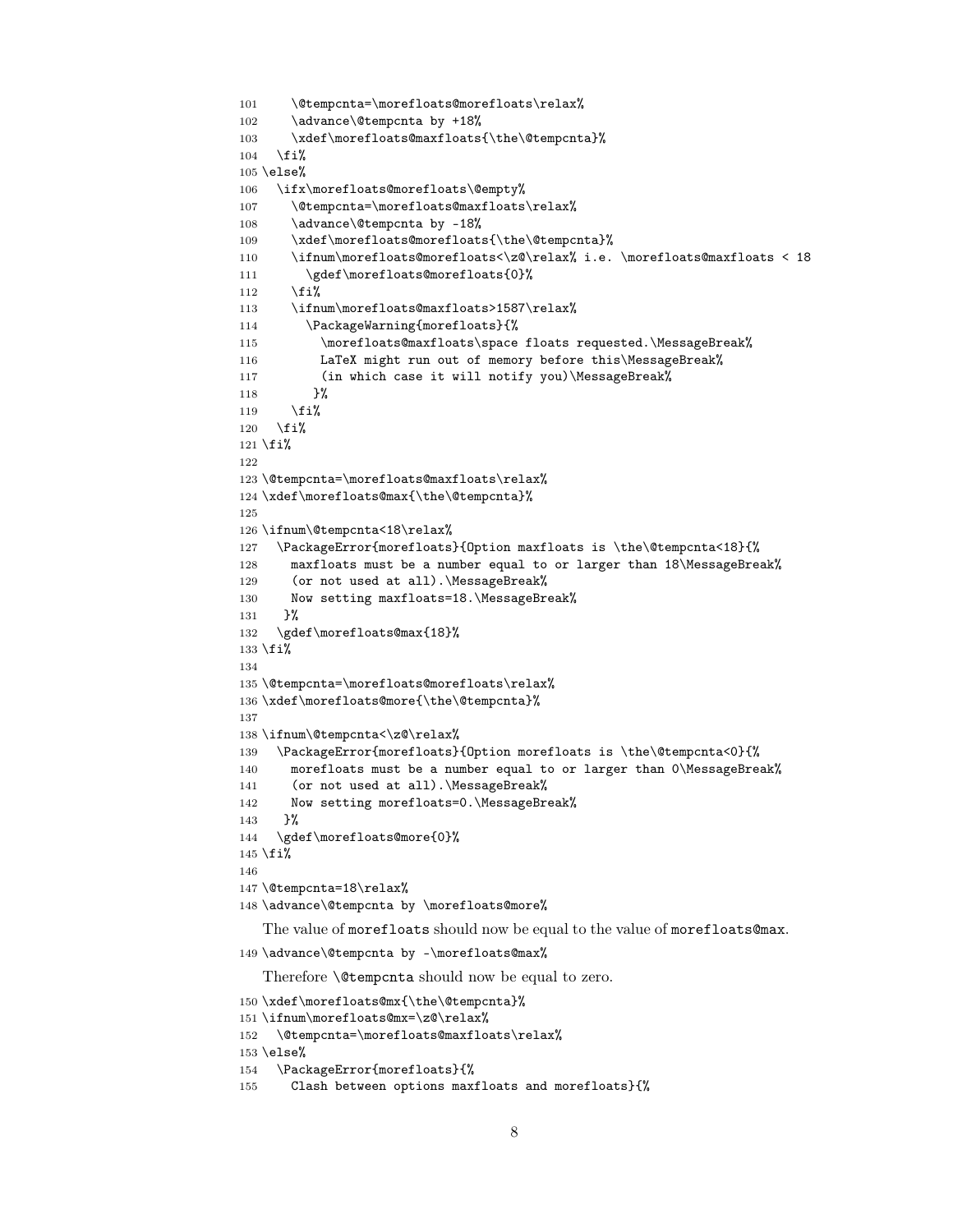```
101     \@tempcnta=\morefloats@morefloats\relax%
102     \advance\@tempcnta by +18%
103     \xdef\morefloats@maxfloats{\the\@tempcnta}%
104   \fi%
105 \else%
106   \ifx\morefloats@morefloats\@empty%
107     \@tempcnta=\morefloats@maxfloats\relax%
108     \advance\@tempcnta by -18%
109     \xdef\morefloats@morefloats{\the\@tempcnta}%
110     \ifnum\morefloats@morefloats<\z@\relax% i.e. \morefloats@maxfloats < 18
111       \gdef\morefloats@morefloats{0}%
112     \fi%
113     \ifnum\morefloats@maxfloats>1587\relax%
114       \PackageWarning{morefloats}{%
115         \morefloats@maxfloats\space floats requested.\MessageBreak%
116         LaTeX might run out of memory before this\MessageBreak%
117         (in which case it will notify you)\MessageBreak%
118        }%
119     \fi%
120   \fi%
121 \fi%
122
123 \@tempcnta=\morefloats@maxfloats\relax%
124 \xdef\morefloats@max{\the\@tempcnta}%
125
126 \ifnum\@tempcnta<18\relax%
127   \PackageError{morefloats}{Option maxfloats is \the\@tempcnta<18}{%
128     maxfloats must be a number equal to or larger than 18\MessageBreak%
129     (or not used at all).\MessageBreak%
130     Now setting maxfloats=18.\MessageBreak%
131    }%
132   \gdef\morefloats@max{18}%
133 \fi%
134
135 \@tempcnta=\morefloats@morefloats\relax%
136 \xdef\morefloats@more{\the\@tempcnta}%
137
138 \ifnum\@tempcnta<\z@\relax%
139   \PackageError{morefloats}{Option morefloats is \the\@tempcnta<0}{%
140     morefloats must be a number equal to or larger than 0\MessageBreak%
141     (or not used at all).\MessageBreak%
142     Now setting morefloats=0.\MessageBreak%
143    }%
144   \gdef\morefloats@more{0}%
145 \fi%
146
147 \@tempcnta=18\relax%
148 \advance\@tempcnta by \morefloats@more%
```

The value of `morefloats` should now be equal to the value of `morefloats@max`.

```
149 \advance\@tempcnta by -\morefloats@max%
```

Therefore `\@tempcnta` should now be equal to zero.

```
150 \xdef\morefloats@mx{\the\@tempcnta}%
151 \ifnum\morefloats@mx=\z@\relax%
152   \@tempcnta=\morefloats@maxfloats\relax%
153 \else%
154   \PackageError{morefloats}{%
155     Clash between options maxfloats and morefloats}{%
```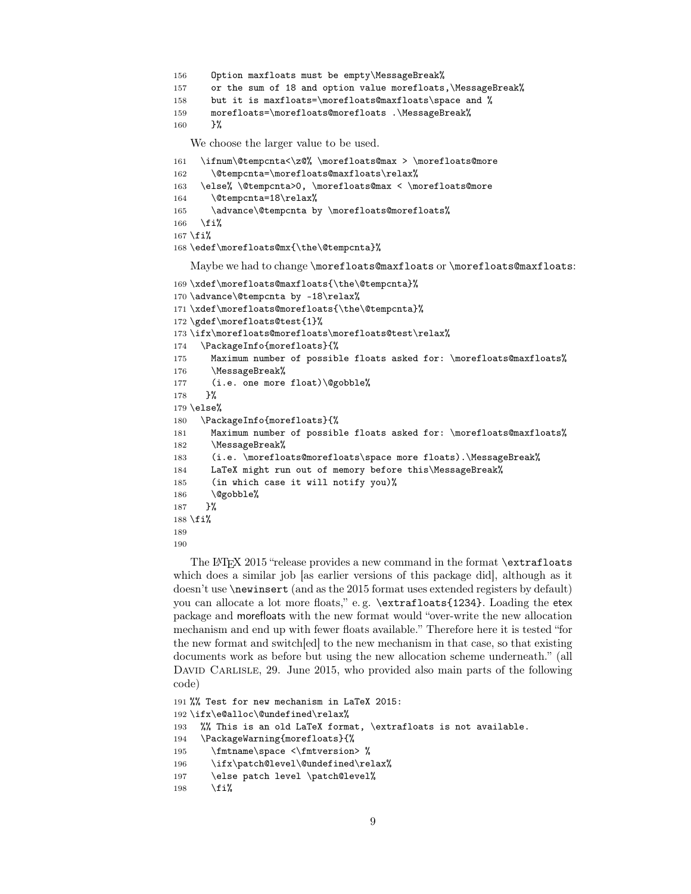```
156     Option maxfloats must be empty\MessageBreak%
157     or the sum of 18 and option value morefloats,\MessageBreak%
158     but it is maxfloats=\morefloats@maxfloats\space and %
159     morefloats=\morefloats@morefloats .\MessageBreak%
160     }%
```

We choose the larger value to be used.

```
161   \ifnum\@tempcnta<\z@% \morefloats@max > \morefloats@more
162     \@tempcnta=\morefloats@maxfloats\relax%
163   \else% \@tempcnta>0, \morefloats@max < \morefloats@more
164     \@tempcnta=18\relax%
165     \advance\@tempcnta by \morefloats@morefloats%
166   \fi%
167 \fi%
168 \edef\morefloats@mx{\the\@tempcnta}%
```

Maybe we had to change `\morefloats@maxfloats` or `\morefloats@maxfloats`:

```
169 \xdef\morefloats@maxfloats{\the\@tempcnta}%
170 \advance\@tempcnta by -18\relax%
171 \xdef\morefloats@morefloats{\the\@tempcnta}%
172 \gdef\morefloats@test{1}%
173 \ifx\morefloats@morefloats\morefloats@test\relax%
174   \PackageInfo{morefloats}{%
175     Maximum number of possible floats asked for: \morefloats@maxfloats%
176     \MessageBreak%
177     (i.e. one more float)\@gobble%
178    }%
179 \else%
180   \PackageInfo{morefloats}{%
181     Maximum number of possible floats asked for: \morefloats@maxfloats%
182     \MessageBreak%
183     (i.e. \morefloats@morefloats\space more floats).\MessageBreak%
184     LaTeX might run out of memory before this\MessageBreak%
185     (in which case it will notify you)%
186     \@gobble%
187    }%
188 \fi%
189
190
```

The LaTeX 2015 "release provides a new command in the format `\extrafloats` which does a similar job [as earlier versions of this package did], although as it doesn't use `\newinsert` (and as the 2015 format uses extended registers by default) you can allocate a lot more floats," e. g. `\extrafloats{1234}`. Loading the etex package and morefloats with the new format would "over-write the new allocation mechanism and end up with fewer floats available." Therefore here it is tested "for the new format and switch[ed] to the new mechanism in that case, so that existing documents work as before but using the new allocation scheme underneath." (all David Carlisle, 29. June 2015, who provided also main parts of the following code)

```
191 %% Test for new mechanism in LaTeX 2015:
192 \ifx\e@alloc\@undefined\relax%
193   %% This is an old LaTeX format, \extrafloats is not available.
194   \PackageWarning{morefloats}{%
195     \fmtname\space <\fmtversion> %
196     \ifx\patch@level\@undefined\relax%
197     \else patch level \patch@level%
198     \fi%
```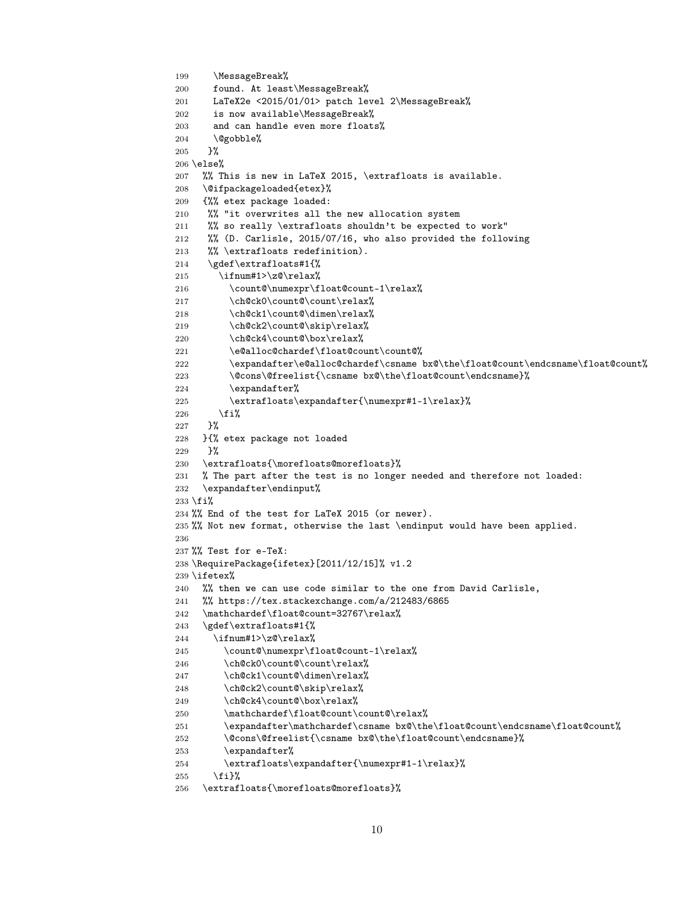```
199     \MessageBreak%
200     found. At least\MessageBreak%
201     LaTeX2e <2015/01/01> patch level 2\MessageBreak%
202     is now available\MessageBreak%
203     and can handle even more floats%
204     \@gobble%
205    }%
206 \else%
207   %% This is new in LaTeX 2015, \extrafloats is available.
208   \@ifpackageloaded{etex}%
209   {%% etex package loaded:
210    %% "it overwrites all the new allocation system
211    %% so really \extrafloats shouldn't be expected to work"
212    %% (D. Carlisle, 2015/07/16, who also provided the following
213    %% \extrafloats redefinition).
214    \gdef\extrafloats#1{%
215      \ifnum#1>\z@\relax%
216        \count@\numexpr\float@count-1\relax%
217        \ch@ck0\count@\count\relax%
218        \ch@ck1\count@\dimen\relax%
219        \ch@ck2\count@\skip\relax%
220        \ch@ck4\count@\box\relax%
221        \e@alloc@chardef\float@count\count@%
222        \expandafter\e@alloc@chardef\csname bx@\the\float@count\endcsname\float@count%
223        \@cons\@freelist{\csname bx@\the\float@count\endcsname}%
224        \expandafter%
225        \extrafloats\expandafter{\numexpr#1-1\relax}%
226      \fi%
227    }%
228   }{% etex package not loaded
229    }%
230   \extrafloats{\morefloats@morefloats}%
231   % The part after the test is no longer needed and therefore not loaded:
232   \expandafter\endinput%
233 \fi%
234 %% End of the test for LaTeX 2015 (or newer).
235 %% Not new format, otherwise the last \endinput would have been applied.
236
237 %% Test for e-TeX:
238 \RequirePackage{ifetex}[2011/12/15]% v1.2
239 \ifetex%
240   %% then we can use code similar to the one from David Carlisle,
241   %% https://tex.stackexchange.com/a/212483/6865
242   \mathchardef\float@count=32767\relax%
243   \gdef\extrafloats#1{%
244     \ifnum#1>\z@\relax%
245       \count@\numexpr\float@count-1\relax%
246       \ch@ck0\count@\count\relax%
247       \ch@ck1\count@\dimen\relax%
248       \ch@ck2\count@\skip\relax%
249       \ch@ck4\count@\box\relax%
250       \mathchardef\float@count\count@\relax%
251       \expandafter\mathchardef\csname bx@\the\float@count\endcsname\float@count%
252       \@cons\@freelist{\csname bx@\the\float@count\endcsname}%
253       \expandafter%
254       \extrafloats\expandafter{\numexpr#1-1\relax}%
255     \fi}%
256   \extrafloats{\morefloats@morefloats}%
```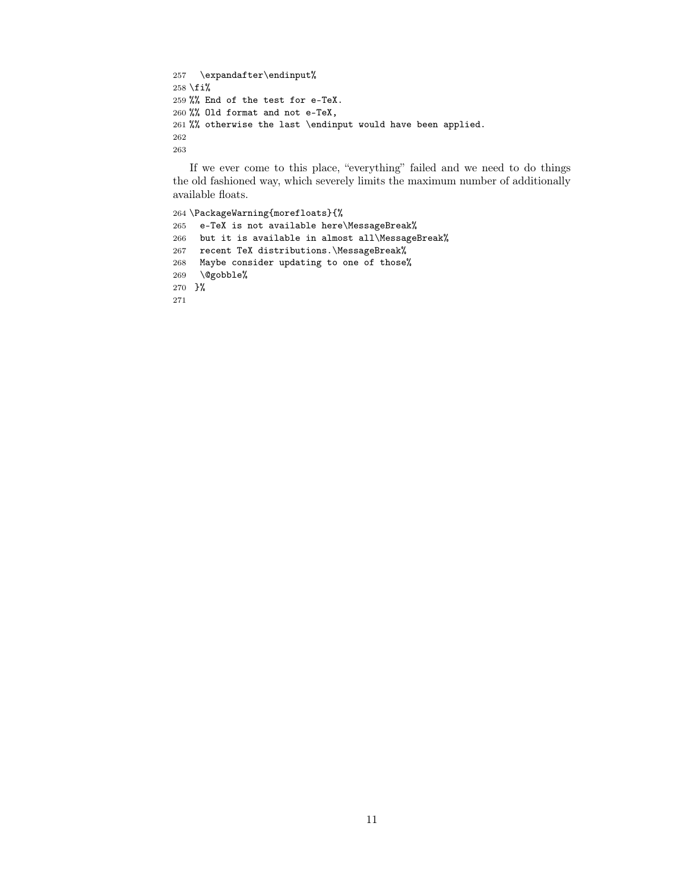```
257   \expandafter\endinput%
258 \fi%
259 %% End of the test for e-TeX.
260 %% Old format and not e-TeX,
261 %% otherwise the last \endinput would have been applied.
262
263
```

If we ever come to this place, "everything" failed and we need to do things the old fashioned way, which severely limits the maximum number of additionally available floats.

```
264 \PackageWarning{morefloats}{%
265   e-TeX is not available here\MessageBreak%
266   but it is available in almost all\MessageBreak%
267   recent TeX distributions.\MessageBreak%
268   Maybe consider updating to one of those%
269   \@gobble%
270  }%
271
```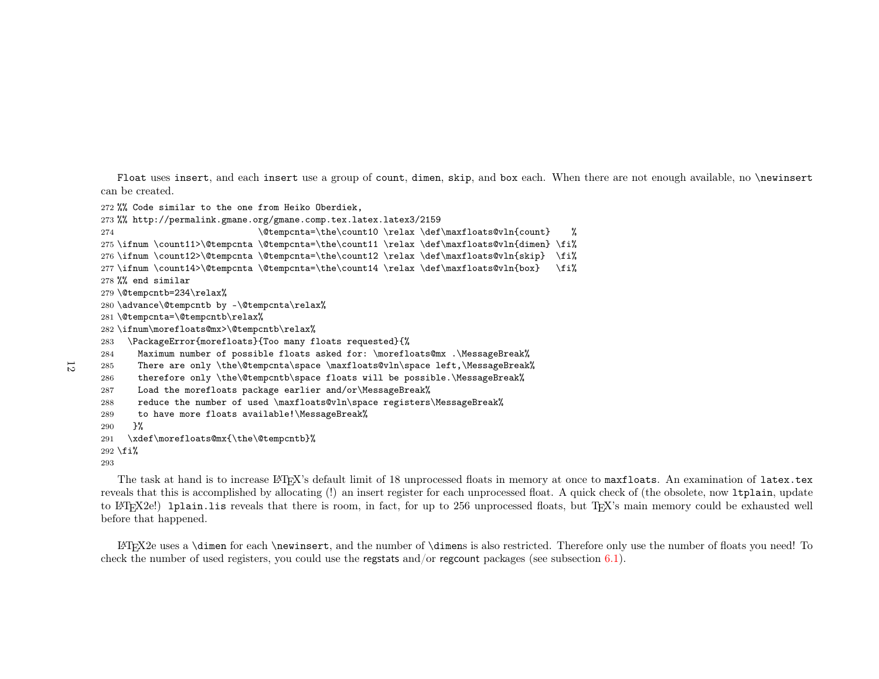Float uses insert, and each insert use a group of count, dimen, skip, and box each. When there are not enough available, no \newinsert can be created.

```
272 %% Code similar to the one from Heiko Oberdiek,
273 %% http://permalink.gmane.org/gmane.comp.tex.latex.latex3/2159
274                            \@tempcnta=\the\count10 \relax \def\maxfloats@vln{count}    %
275 \ifnum \count11>\@tempcnta \@tempcnta=\the\count11 \relax \def\maxfloats@vln{dimen} \fi%
276 \ifnum \count12>\@tempcnta \@tempcnta=\the\count12 \relax \def\maxfloats@vln{skip}  \fi%
277 \ifnum \count14>\@tempcnta \@tempcnta=\the\count14 \relax \def\maxfloats@vln{box}   \fi%
278 %% end similar
279 \@tempcntb=234\relax%
280 \advance\@tempcntb by -\@tempcnta\relax%
281 \@tempcnta=\@tempcntb\relax%
282 \ifnum\morefloats@mx>\@tempcntb\relax%
283   \PackageError{morefloats}{Too many floats requested}{%
284     Maximum number of possible floats asked for: \morefloats@mx .\MessageBreak%
285     There are only \the\@tempcnta\space \maxfloats@vln\space left,\MessageBreak%
286     therefore only \the\@tempcntb\space floats will be possible.\MessageBreak%
287     Load the morefloats package earlier and/or\MessageBreak%
288     reduce the number of used \maxfloats@vln\space registers\MessageBreak%
289     to have more floats available!\MessageBreak%
290    }%
291   \xdef\morefloats@mx{\the\@tempcntb}%
292 \fi%
293
```

The task at hand is to increase LaTeX's default limit of 18 unprocessed floats in memory at once to maxfloats. An examination of latex.tex reveals that this is accomplished by allocating (!) an insert register for each unprocessed float. A quick check of (the obsolete, now ltplain, update to LaTeX2e!) lplain.lis reveals that there is room, in fact, for up to 256 unprocessed floats, but TeX's main memory could be exhausted well before that happened.

LaTeX2e uses a \dimen for each \newinsert, and the number of \dimens is also restricted. Therefore only use the number of floats you need! To check the number of used registers, you could use the regstats and/or regcount packages (see subsection 6.1).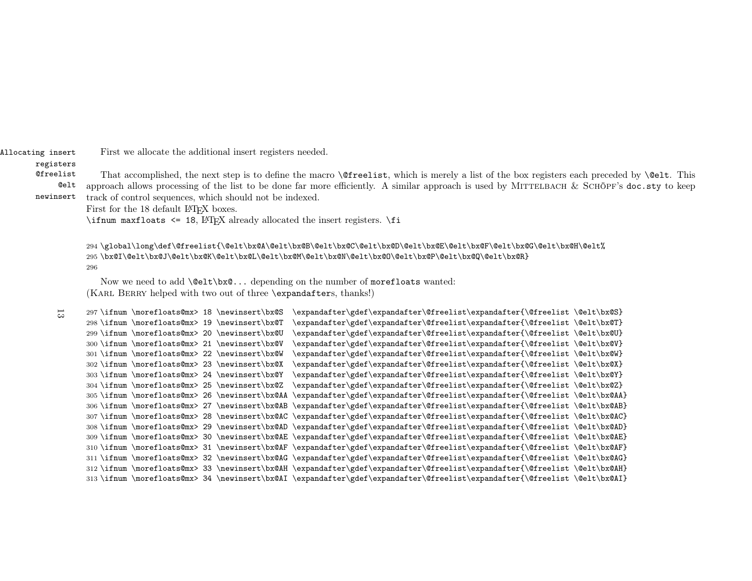Allocating insert registers

First we allocate the additional insert registers needed.

@freelist @elt newinsert

That accomplished, the next step is to define the macro `\@freelist`, which is merely a list of the box registers each preceded by `\@elt`. This approach allows processing of the list to be done far more efficiently. A similar approach is used by Mittelbach & Schöpf's doc.sty to keep track of control sequences, which should not be indexed.
First for the 18 default LaTeX boxes.
`\ifnum maxfloats <= 18`, LaTeX already allocated the insert registers. `\fi`

```
294 \global\long\def\@freelist{\@elt\bx@A\@elt\bx@B\@elt\bx@C\@elt\bx@D\@elt\bx@E\@elt\bx@F\@elt\bx@G\@elt\bx@H\@elt%
295 \bx@I\@elt\bx@J\@elt\bx@K\@elt\bx@L\@elt\bx@M\@elt\bx@N\@elt\bx@O\@elt\bx@P\@elt\bx@Q\@elt\bx@R}
296
```

Now we need to add `\@elt\bx@...` depending on the number of morefloats wanted:
(Karl Berry helped with two out of three `\expandafter`s, thanks!)

```
297 \ifnum \morefloats@mx> 18 \newinsert\bx@S  \expandafter\gdef\expandafter\@freelist\expandafter{\@freelist \@elt\bx@S}
298 \ifnum \morefloats@mx> 19 \newinsert\bx@T  \expandafter\gdef\expandafter\@freelist\expandafter{\@freelist \@elt\bx@T}
299 \ifnum \morefloats@mx> 20 \newinsert\bx@U  \expandafter\gdef\expandafter\@freelist\expandafter{\@freelist \@elt\bx@U}
300 \ifnum \morefloats@mx> 21 \newinsert\bx@V  \expandafter\gdef\expandafter\@freelist\expandafter{\@freelist \@elt\bx@V}
301 \ifnum \morefloats@mx> 22 \newinsert\bx@W  \expandafter\gdef\expandafter\@freelist\expandafter{\@freelist \@elt\bx@W}
302 \ifnum \morefloats@mx> 23 \newinsert\bx@X  \expandafter\gdef\expandafter\@freelist\expandafter{\@freelist \@elt\bx@X}
303 \ifnum \morefloats@mx> 24 \newinsert\bx@Y  \expandafter\gdef\expandafter\@freelist\expandafter{\@freelist \@elt\bx@Y}
304 \ifnum \morefloats@mx> 25 \newinsert\bx@Z  \expandafter\gdef\expandafter\@freelist\expandafter{\@freelist \@elt\bx@Z}
305 \ifnum \morefloats@mx> 26 \newinsert\bx@AA \expandafter\gdef\expandafter\@freelist\expandafter{\@freelist \@elt\bx@AA}
306 \ifnum \morefloats@mx> 27 \newinsert\bx@AB \expandafter\gdef\expandafter\@freelist\expandafter{\@freelist \@elt\bx@AB}
307 \ifnum \morefloats@mx> 28 \newinsert\bx@AC \expandafter\gdef\expandafter\@freelist\expandafter{\@freelist \@elt\bx@AC}
308 \ifnum \morefloats@mx> 29 \newinsert\bx@AD \expandafter\gdef\expandafter\@freelist\expandafter{\@freelist \@elt\bx@AD}
309 \ifnum \morefloats@mx> 30 \newinsert\bx@AE \expandafter\gdef\expandafter\@freelist\expandafter{\@freelist \@elt\bx@AE}
310 \ifnum \morefloats@mx> 31 \newinsert\bx@AF \expandafter\gdef\expandafter\@freelist\expandafter{\@freelist \@elt\bx@AF}
311 \ifnum \morefloats@mx> 32 \newinsert\bx@AG \expandafter\gdef\expandafter\@freelist\expandafter{\@freelist \@elt\bx@AG}
312 \ifnum \morefloats@mx> 33 \newinsert\bx@AH \expandafter\gdef\expandafter\@freelist\expandafter{\@freelist \@elt\bx@AH}
313 \ifnum \morefloats@mx> 34 \newinsert\bx@AI \expandafter\gdef\expandafter\@freelist\expandafter{\@freelist \@elt\bx@AI}
```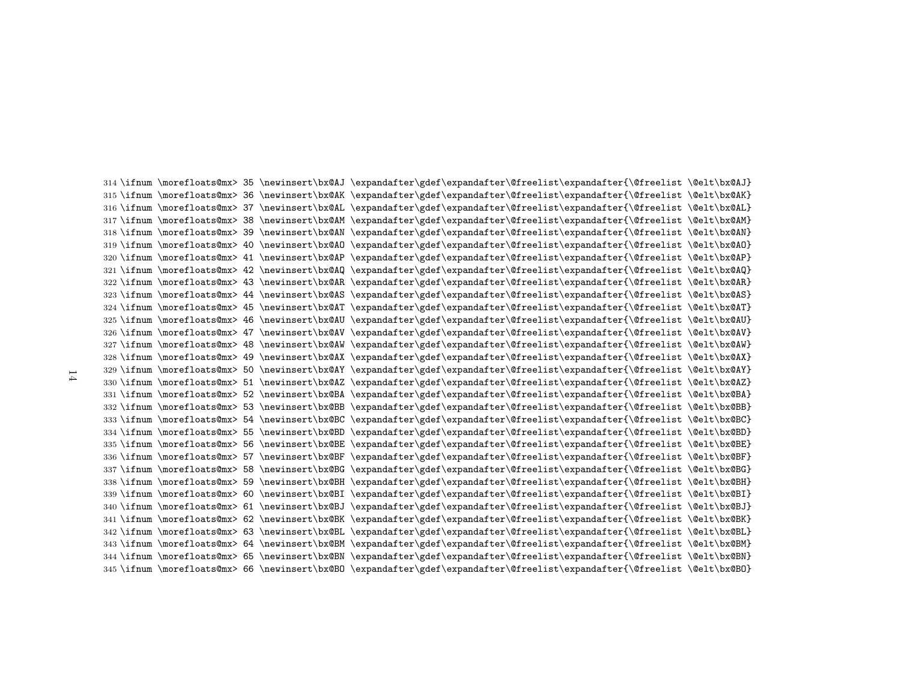```
314 \ifnum \morefloats@mx> 35 \newinsert\bx@AJ \expandafter\gdef\expandafter\@freelist\expandafter{\@freelist \@elt\bx@AJ}
315 \ifnum \morefloats@mx> 36 \newinsert\bx@AK \expandafter\gdef\expandafter\@freelist\expandafter{\@freelist \@elt\bx@AK}
316 \ifnum \morefloats@mx> 37 \newinsert\bx@AL \expandafter\gdef\expandafter\@freelist\expandafter{\@freelist \@elt\bx@AL}
317 \ifnum \morefloats@mx> 38 \newinsert\bx@AM \expandafter\gdef\expandafter\@freelist\expandafter{\@freelist \@elt\bx@AM}
318 \ifnum \morefloats@mx> 39 \newinsert\bx@AN \expandafter\gdef\expandafter\@freelist\expandafter{\@freelist \@elt\bx@AN}
319 \ifnum \morefloats@mx> 40 \newinsert\bx@AO \expandafter\gdef\expandafter\@freelist\expandafter{\@freelist \@elt\bx@AO}
320 \ifnum \morefloats@mx> 41 \newinsert\bx@AP \expandafter\gdef\expandafter\@freelist\expandafter{\@freelist \@elt\bx@AP}
321 \ifnum \morefloats@mx> 42 \newinsert\bx@AQ \expandafter\gdef\expandafter\@freelist\expandafter{\@freelist \@elt\bx@AQ}
322 \ifnum \morefloats@mx> 43 \newinsert\bx@AR \expandafter\gdef\expandafter\@freelist\expandafter{\@freelist \@elt\bx@AR}
323 \ifnum \morefloats@mx> 44 \newinsert\bx@AS \expandafter\gdef\expandafter\@freelist\expandafter{\@freelist \@elt\bx@AS}
324 \ifnum \morefloats@mx> 45 \newinsert\bx@AT \expandafter\gdef\expandafter\@freelist\expandafter{\@freelist \@elt\bx@AT}
325 \ifnum \morefloats@mx> 46 \newinsert\bx@AU \expandafter\gdef\expandafter\@freelist\expandafter{\@freelist \@elt\bx@AU}
326 \ifnum \morefloats@mx> 47 \newinsert\bx@AV \expandafter\gdef\expandafter\@freelist\expandafter{\@freelist \@elt\bx@AV}
327 \ifnum \morefloats@mx> 48 \newinsert\bx@AW \expandafter\gdef\expandafter\@freelist\expandafter{\@freelist \@elt\bx@AW}
328 \ifnum \morefloats@mx> 49 \newinsert\bx@AX \expandafter\gdef\expandafter\@freelist\expandafter{\@freelist \@elt\bx@AX}
329 \ifnum \morefloats@mx> 50 \newinsert\bx@AY \expandafter\gdef\expandafter\@freelist\expandafter{\@freelist \@elt\bx@AY}
330 \ifnum \morefloats@mx> 51 \newinsert\bx@AZ \expandafter\gdef\expandafter\@freelist\expandafter{\@freelist \@elt\bx@AZ}
331 \ifnum \morefloats@mx> 52 \newinsert\bx@BA \expandafter\gdef\expandafter\@freelist\expandafter{\@freelist \@elt\bx@BA}
332 \ifnum \morefloats@mx> 53 \newinsert\bx@BB \expandafter\gdef\expandafter\@freelist\expandafter{\@freelist \@elt\bx@BB}
333 \ifnum \morefloats@mx> 54 \newinsert\bx@BC \expandafter\gdef\expandafter\@freelist\expandafter{\@freelist \@elt\bx@BC}
334 \ifnum \morefloats@mx> 55 \newinsert\bx@BD \expandafter\gdef\expandafter\@freelist\expandafter{\@freelist \@elt\bx@BD}
335 \ifnum \morefloats@mx> 56 \newinsert\bx@BE \expandafter\gdef\expandafter\@freelist\expandafter{\@freelist \@elt\bx@BE}
336 \ifnum \morefloats@mx> 57 \newinsert\bx@BF \expandafter\gdef\expandafter\@freelist\expandafter{\@freelist \@elt\bx@BF}
337 \ifnum \morefloats@mx> 58 \newinsert\bx@BG \expandafter\gdef\expandafter\@freelist\expandafter{\@freelist \@elt\bx@BG}
338 \ifnum \morefloats@mx> 59 \newinsert\bx@BH \expandafter\gdef\expandafter\@freelist\expandafter{\@freelist \@elt\bx@BH}
339 \ifnum \morefloats@mx> 60 \newinsert\bx@BI \expandafter\gdef\expandafter\@freelist\expandafter{\@freelist \@elt\bx@BI}
340 \ifnum \morefloats@mx> 61 \newinsert\bx@BJ \expandafter\gdef\expandafter\@freelist\expandafter{\@freelist \@elt\bx@BJ}
341 \ifnum \morefloats@mx> 62 \newinsert\bx@BK \expandafter\gdef\expandafter\@freelist\expandafter{\@freelist \@elt\bx@BK}
342 \ifnum \morefloats@mx> 63 \newinsert\bx@BL \expandafter\gdef\expandafter\@freelist\expandafter{\@freelist \@elt\bx@BL}
343 \ifnum \morefloats@mx> 64 \newinsert\bx@BM \expandafter\gdef\expandafter\@freelist\expandafter{\@freelist \@elt\bx@BM}
344 \ifnum \morefloats@mx> 65 \newinsert\bx@BN \expandafter\gdef\expandafter\@freelist\expandafter{\@freelist \@elt\bx@BN}
345 \ifnum \morefloats@mx> 66 \newinsert\bx@BO \expandafter\gdef\expandafter\@freelist\expandafter{\@freelist \@elt\bx@BO}
```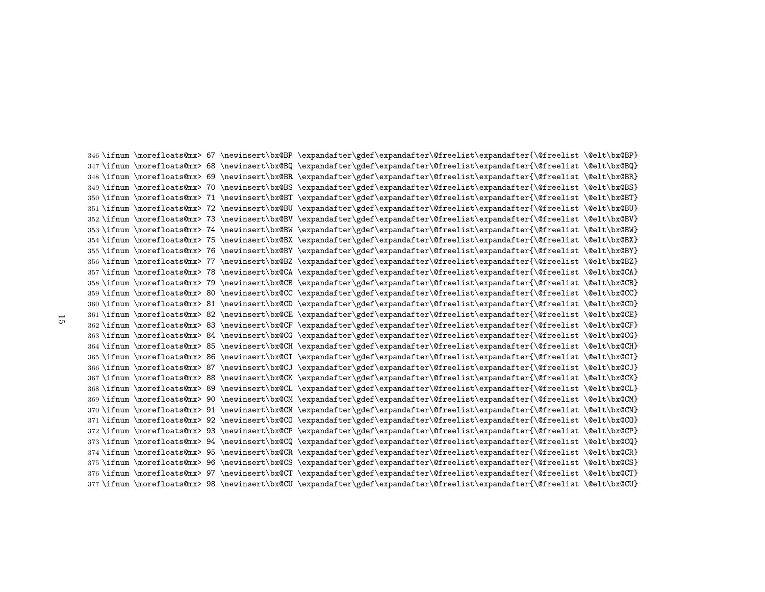```
346 \ifnum \morefloats@mx> 67 \newinsert\bx@BP \expandafter\gdef\expandafter\@freelist\expandafter{\@freelist \@elt\bx@BP}
347 \ifnum \morefloats@mx> 68 \newinsert\bx@BQ \expandafter\gdef\expandafter\@freelist\expandafter{\@freelist \@elt\bx@BQ}
348 \ifnum \morefloats@mx> 69 \newinsert\bx@BR \expandafter\gdef\expandafter\@freelist\expandafter{\@freelist \@elt\bx@BR}
349 \ifnum \morefloats@mx> 70 \newinsert\bx@BS \expandafter\gdef\expandafter\@freelist\expandafter{\@freelist \@elt\bx@BS}
350 \ifnum \morefloats@mx> 71 \newinsert\bx@BT \expandafter\gdef\expandafter\@freelist\expandafter{\@freelist \@elt\bx@BT}
351 \ifnum \morefloats@mx> 72 \newinsert\bx@BU \expandafter\gdef\expandafter\@freelist\expandafter{\@freelist \@elt\bx@BU}
352 \ifnum \morefloats@mx> 73 \newinsert\bx@BV \expandafter\gdef\expandafter\@freelist\expandafter{\@freelist \@elt\bx@BV}
353 \ifnum \morefloats@mx> 74 \newinsert\bx@BW \expandafter\gdef\expandafter\@freelist\expandafter{\@freelist \@elt\bx@BW}
354 \ifnum \morefloats@mx> 75 \newinsert\bx@BX \expandafter\gdef\expandafter\@freelist\expandafter{\@freelist \@elt\bx@BX}
355 \ifnum \morefloats@mx> 76 \newinsert\bx@BY \expandafter\gdef\expandafter\@freelist\expandafter{\@freelist \@elt\bx@BY}
356 \ifnum \morefloats@mx> 77 \newinsert\bx@BZ \expandafter\gdef\expandafter\@freelist\expandafter{\@freelist \@elt\bx@BZ}
357 \ifnum \morefloats@mx> 78 \newinsert\bx@CA \expandafter\gdef\expandafter\@freelist\expandafter{\@freelist \@elt\bx@CA}
358 \ifnum \morefloats@mx> 79 \newinsert\bx@CB \expandafter\gdef\expandafter\@freelist\expandafter{\@freelist \@elt\bx@CB}
359 \ifnum \morefloats@mx> 80 \newinsert\bx@CC \expandafter\gdef\expandafter\@freelist\expandafter{\@freelist \@elt\bx@CC}
360 \ifnum \morefloats@mx> 81 \newinsert\bx@CD \expandafter\gdef\expandafter\@freelist\expandafter{\@freelist \@elt\bx@CD}
361 \ifnum \morefloats@mx> 82 \newinsert\bx@CE \expandafter\gdef\expandafter\@freelist\expandafter{\@freelist \@elt\bx@CE}
362 \ifnum \morefloats@mx> 83 \newinsert\bx@CF \expandafter\gdef\expandafter\@freelist\expandafter{\@freelist \@elt\bx@CF}
363 \ifnum \morefloats@mx> 84 \newinsert\bx@CG \expandafter\gdef\expandafter\@freelist\expandafter{\@freelist \@elt\bx@CG}
364 \ifnum \morefloats@mx> 85 \newinsert\bx@CH \expandafter\gdef\expandafter\@freelist\expandafter{\@freelist \@elt\bx@CH}
365 \ifnum \morefloats@mx> 86 \newinsert\bx@CI \expandafter\gdef\expandafter\@freelist\expandafter{\@freelist \@elt\bx@CI}
366 \ifnum \morefloats@mx> 87 \newinsert\bx@CJ \expandafter\gdef\expandafter\@freelist\expandafter{\@freelist \@elt\bx@CJ}
367 \ifnum \morefloats@mx> 88 \newinsert\bx@CK \expandafter\gdef\expandafter\@freelist\expandafter{\@freelist \@elt\bx@CK}
368 \ifnum \morefloats@mx> 89 \newinsert\bx@CL \expandafter\gdef\expandafter\@freelist\expandafter{\@freelist \@elt\bx@CL}
369 \ifnum \morefloats@mx> 90 \newinsert\bx@CM \expandafter\gdef\expandafter\@freelist\expandafter{\@freelist \@elt\bx@CM}
370 \ifnum \morefloats@mx> 91 \newinsert\bx@CN \expandafter\gdef\expandafter\@freelist\expandafter{\@freelist \@elt\bx@CN}
371 \ifnum \morefloats@mx> 92 \newinsert\bx@CO \expandafter\gdef\expandafter\@freelist\expandafter{\@freelist \@elt\bx@CO}
372 \ifnum \morefloats@mx> 93 \newinsert\bx@CP \expandafter\gdef\expandafter\@freelist\expandafter{\@freelist \@elt\bx@CP}
373 \ifnum \morefloats@mx> 94 \newinsert\bx@CQ \expandafter\gdef\expandafter\@freelist\expandafter{\@freelist \@elt\bx@CQ}
374 \ifnum \morefloats@mx> 95 \newinsert\bx@CR \expandafter\gdef\expandafter\@freelist\expandafter{\@freelist \@elt\bx@CR}
375 \ifnum \morefloats@mx> 96 \newinsert\bx@CS \expandafter\gdef\expandafter\@freelist\expandafter{\@freelist \@elt\bx@CS}
376 \ifnum \morefloats@mx> 97 \newinsert\bx@CT \expandafter\gdef\expandafter\@freelist\expandafter{\@freelist \@elt\bx@CT}
377 \ifnum \morefloats@mx> 98 \newinsert\bx@CU \expandafter\gdef\expandafter\@freelist\expandafter{\@freelist \@elt\bx@CU}
```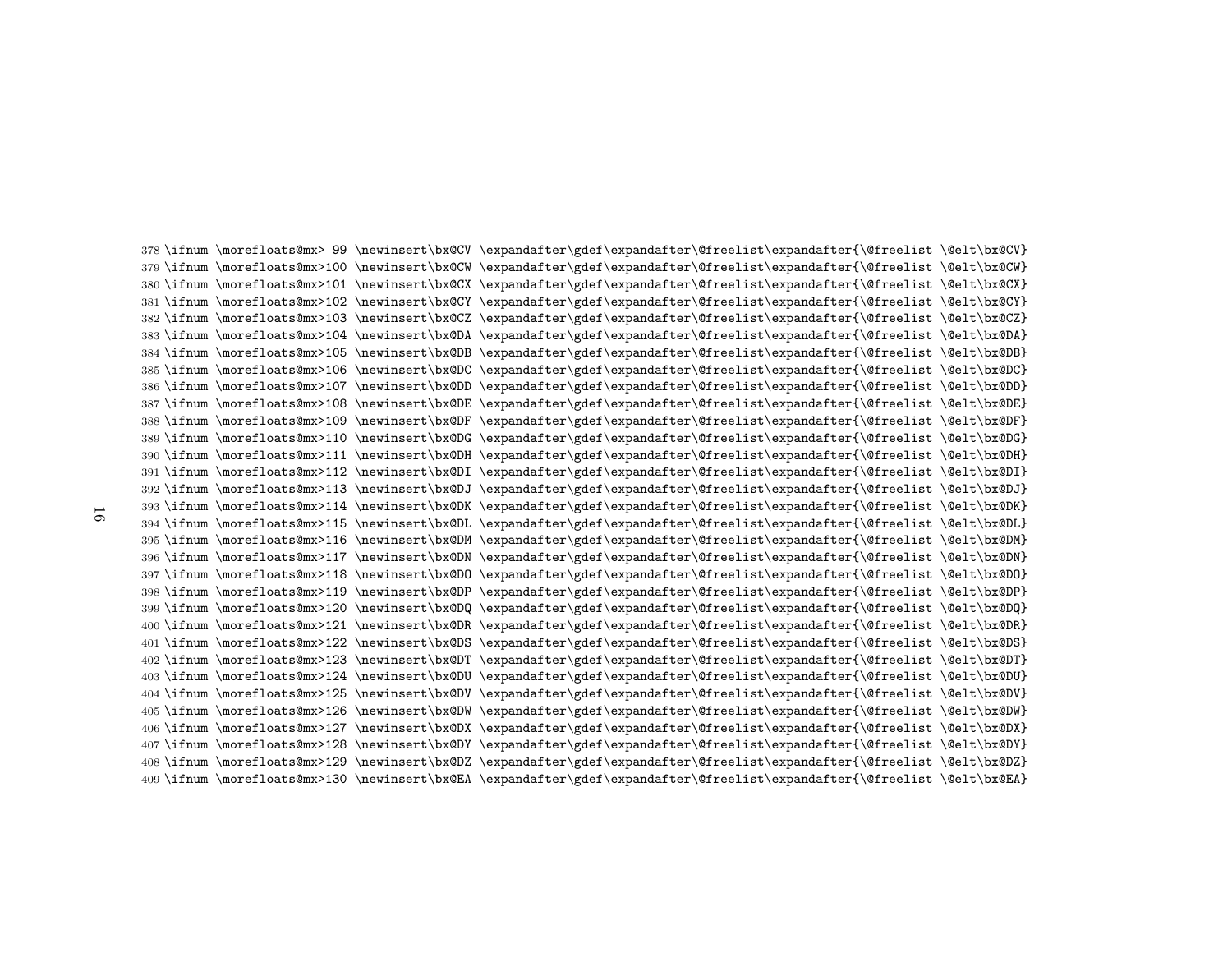```
378 \ifnum \morefloats@mx> 99 \newinsert\bx@CV \expandafter\gdef\expandafter\@freelist\expandafter{\@freelist \@elt\bx@CV}
379 \ifnum \morefloats@mx>100 \newinsert\bx@CW \expandafter\gdef\expandafter\@freelist\expandafter{\@freelist \@elt\bx@CW}
380 \ifnum \morefloats@mx>101 \newinsert\bx@CX \expandafter\gdef\expandafter\@freelist\expandafter{\@freelist \@elt\bx@CX}
381 \ifnum \morefloats@mx>102 \newinsert\bx@CY \expandafter\gdef\expandafter\@freelist\expandafter{\@freelist \@elt\bx@CY}
382 \ifnum \morefloats@mx>103 \newinsert\bx@CZ \expandafter\gdef\expandafter\@freelist\expandafter{\@freelist \@elt\bx@CZ}
383 \ifnum \morefloats@mx>104 \newinsert\bx@DA \expandafter\gdef\expandafter\@freelist\expandafter{\@freelist \@elt\bx@DA}
384 \ifnum \morefloats@mx>105 \newinsert\bx@DB \expandafter\gdef\expandafter\@freelist\expandafter{\@freelist \@elt\bx@DB}
385 \ifnum \morefloats@mx>106 \newinsert\bx@DC \expandafter\gdef\expandafter\@freelist\expandafter{\@freelist \@elt\bx@DC}
386 \ifnum \morefloats@mx>107 \newinsert\bx@DD \expandafter\gdef\expandafter\@freelist\expandafter{\@freelist \@elt\bx@DD}
387 \ifnum \morefloats@mx>108 \newinsert\bx@DE \expandafter\gdef\expandafter\@freelist\expandafter{\@freelist \@elt\bx@DE}
388 \ifnum \morefloats@mx>109 \newinsert\bx@DF \expandafter\gdef\expandafter\@freelist\expandafter{\@freelist \@elt\bx@DF}
389 \ifnum \morefloats@mx>110 \newinsert\bx@DG \expandafter\gdef\expandafter\@freelist\expandafter{\@freelist \@elt\bx@DG}
390 \ifnum \morefloats@mx>111 \newinsert\bx@DH \expandafter\gdef\expandafter\@freelist\expandafter{\@freelist \@elt\bx@DH}
391 \ifnum \morefloats@mx>112 \newinsert\bx@DI \expandafter\gdef\expandafter\@freelist\expandafter{\@freelist \@elt\bx@DI}
392 \ifnum \morefloats@mx>113 \newinsert\bx@DJ \expandafter\gdef\expandafter\@freelist\expandafter{\@freelist \@elt\bx@DJ}
393 \ifnum \morefloats@mx>114 \newinsert\bx@DK \expandafter\gdef\expandafter\@freelist\expandafter{\@freelist \@elt\bx@DK}
394 \ifnum \morefloats@mx>115 \newinsert\bx@DL \expandafter\gdef\expandafter\@freelist\expandafter{\@freelist \@elt\bx@DL}
395 \ifnum \morefloats@mx>116 \newinsert\bx@DM \expandafter\gdef\expandafter\@freelist\expandafter{\@freelist \@elt\bx@DM}
396 \ifnum \morefloats@mx>117 \newinsert\bx@DN \expandafter\gdef\expandafter\@freelist\expandafter{\@freelist \@elt\bx@DN}
397 \ifnum \morefloats@mx>118 \newinsert\bx@DO \expandafter\gdef\expandafter\@freelist\expandafter{\@freelist \@elt\bx@DO}
398 \ifnum \morefloats@mx>119 \newinsert\bx@DP \expandafter\gdef\expandafter\@freelist\expandafter{\@freelist \@elt\bx@DP}
399 \ifnum \morefloats@mx>120 \newinsert\bx@DQ \expandafter\gdef\expandafter\@freelist\expandafter{\@freelist \@elt\bx@DQ}
400 \ifnum \morefloats@mx>121 \newinsert\bx@DR \expandafter\gdef\expandafter\@freelist\expandafter{\@freelist \@elt\bx@DR}
401 \ifnum \morefloats@mx>122 \newinsert\bx@DS \expandafter\gdef\expandafter\@freelist\expandafter{\@freelist \@elt\bx@DS}
402 \ifnum \morefloats@mx>123 \newinsert\bx@DT \expandafter\gdef\expandafter\@freelist\expandafter{\@freelist \@elt\bx@DT}
403 \ifnum \morefloats@mx>124 \newinsert\bx@DU \expandafter\gdef\expandafter\@freelist\expandafter{\@freelist \@elt\bx@DU}
404 \ifnum \morefloats@mx>125 \newinsert\bx@DV \expandafter\gdef\expandafter\@freelist\expandafter{\@freelist \@elt\bx@DV}
405 \ifnum \morefloats@mx>126 \newinsert\bx@DW \expandafter\gdef\expandafter\@freelist\expandafter{\@freelist \@elt\bx@DW}
406 \ifnum \morefloats@mx>127 \newinsert\bx@DX \expandafter\gdef\expandafter\@freelist\expandafter{\@freelist \@elt\bx@DX}
407 \ifnum \morefloats@mx>128 \newinsert\bx@DY \expandafter\gdef\expandafter\@freelist\expandafter{\@freelist \@elt\bx@DY}
408 \ifnum \morefloats@mx>129 \newinsert\bx@DZ \expandafter\gdef\expandafter\@freelist\expandafter{\@freelist \@elt\bx@DZ}
409 \ifnum \morefloats@mx>130 \newinsert\bx@EA \expandafter\gdef\expandafter\@freelist\expandafter{\@freelist \@elt\bx@EA}
```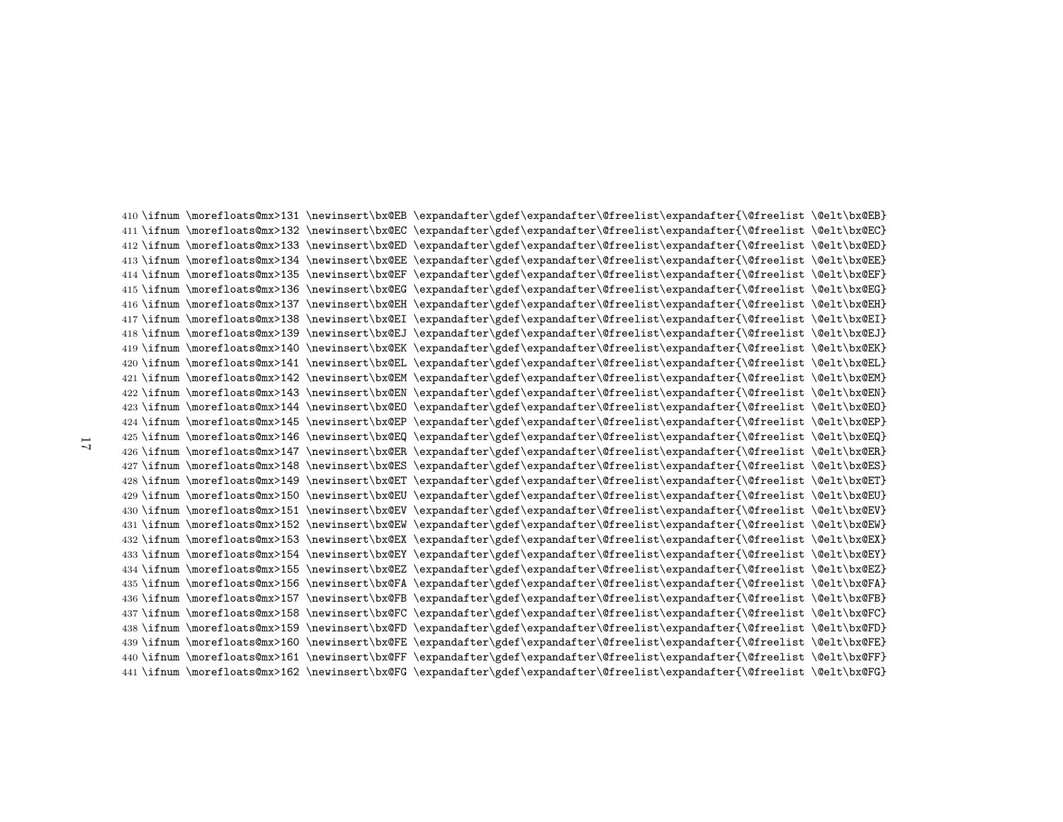```
410 \ifnum \morefloats@mx>131 \newinsert\bx@EB \expandafter\gdef\expandafter\@freelist\expandafter{\@freelist \@elt\bx@EB}
411 \ifnum \morefloats@mx>132 \newinsert\bx@EC \expandafter\gdef\expandafter\@freelist\expandafter{\@freelist \@elt\bx@EC}
412 \ifnum \morefloats@mx>133 \newinsert\bx@ED \expandafter\gdef\expandafter\@freelist\expandafter{\@freelist \@elt\bx@ED}
413 \ifnum \morefloats@mx>134 \newinsert\bx@EE \expandafter\gdef\expandafter\@freelist\expandafter{\@freelist \@elt\bx@EE}
414 \ifnum \morefloats@mx>135 \newinsert\bx@EF \expandafter\gdef\expandafter\@freelist\expandafter{\@freelist \@elt\bx@EF}
415 \ifnum \morefloats@mx>136 \newinsert\bx@EG \expandafter\gdef\expandafter\@freelist\expandafter{\@freelist \@elt\bx@EG}
416 \ifnum \morefloats@mx>137 \newinsert\bx@EH \expandafter\gdef\expandafter\@freelist\expandafter{\@freelist \@elt\bx@EH}
417 \ifnum \morefloats@mx>138 \newinsert\bx@EI \expandafter\gdef\expandafter\@freelist\expandafter{\@freelist \@elt\bx@EI}
418 \ifnum \morefloats@mx>139 \newinsert\bx@EJ \expandafter\gdef\expandafter\@freelist\expandafter{\@freelist \@elt\bx@EJ}
419 \ifnum \morefloats@mx>140 \newinsert\bx@EK \expandafter\gdef\expandafter\@freelist\expandafter{\@freelist \@elt\bx@EK}
420 \ifnum \morefloats@mx>141 \newinsert\bx@EL \expandafter\gdef\expandafter\@freelist\expandafter{\@freelist \@elt\bx@EL}
421 \ifnum \morefloats@mx>142 \newinsert\bx@EM \expandafter\gdef\expandafter\@freelist\expandafter{\@freelist \@elt\bx@EM}
422 \ifnum \morefloats@mx>143 \newinsert\bx@EN \expandafter\gdef\expandafter\@freelist\expandafter{\@freelist \@elt\bx@EN}
423 \ifnum \morefloats@mx>144 \newinsert\bx@EO \expandafter\gdef\expandafter\@freelist\expandafter{\@freelist \@elt\bx@EO}
424 \ifnum \morefloats@mx>145 \newinsert\bx@EP \expandafter\gdef\expandafter\@freelist\expandafter{\@freelist \@elt\bx@EP}
425 \ifnum \morefloats@mx>146 \newinsert\bx@EQ \expandafter\gdef\expandafter\@freelist\expandafter{\@freelist \@elt\bx@EQ}
426 \ifnum \morefloats@mx>147 \newinsert\bx@ER \expandafter\gdef\expandafter\@freelist\expandafter{\@freelist \@elt\bx@ER}
427 \ifnum \morefloats@mx>148 \newinsert\bx@ES \expandafter\gdef\expandafter\@freelist\expandafter{\@freelist \@elt\bx@ES}
428 \ifnum \morefloats@mx>149 \newinsert\bx@ET \expandafter\gdef\expandafter\@freelist\expandafter{\@freelist \@elt\bx@ET}
429 \ifnum \morefloats@mx>150 \newinsert\bx@EU \expandafter\gdef\expandafter\@freelist\expandafter{\@freelist \@elt\bx@EU}
430 \ifnum \morefloats@mx>151 \newinsert\bx@EV \expandafter\gdef\expandafter\@freelist\expandafter{\@freelist \@elt\bx@EV}
431 \ifnum \morefloats@mx>152 \newinsert\bx@EW \expandafter\gdef\expandafter\@freelist\expandafter{\@freelist \@elt\bx@EW}
432 \ifnum \morefloats@mx>153 \newinsert\bx@EX \expandafter\gdef\expandafter\@freelist\expandafter{\@freelist \@elt\bx@EX}
433 \ifnum \morefloats@mx>154 \newinsert\bx@EY \expandafter\gdef\expandafter\@freelist\expandafter{\@freelist \@elt\bx@EY}
434 \ifnum \morefloats@mx>155 \newinsert\bx@EZ \expandafter\gdef\expandafter\@freelist\expandafter{\@freelist \@elt\bx@EZ}
435 \ifnum \morefloats@mx>156 \newinsert\bx@FA \expandafter\gdef\expandafter\@freelist\expandafter{\@freelist \@elt\bx@FA}
436 \ifnum \morefloats@mx>157 \newinsert\bx@FB \expandafter\gdef\expandafter\@freelist\expandafter{\@freelist \@elt\bx@FB}
437 \ifnum \morefloats@mx>158 \newinsert\bx@FC \expandafter\gdef\expandafter\@freelist\expandafter{\@freelist \@elt\bx@FC}
438 \ifnum \morefloats@mx>159 \newinsert\bx@FD \expandafter\gdef\expandafter\@freelist\expandafter{\@freelist \@elt\bx@FD}
439 \ifnum \morefloats@mx>160 \newinsert\bx@FE \expandafter\gdef\expandafter\@freelist\expandafter{\@freelist \@elt\bx@FE}
440 \ifnum \morefloats@mx>161 \newinsert\bx@FF \expandafter\gdef\expandafter\@freelist\expandafter{\@freelist \@elt\bx@FF}
441 \ifnum \morefloats@mx>162 \newinsert\bx@FG \expandafter\gdef\expandafter\@freelist\expandafter{\@freelist \@elt\bx@FG}
```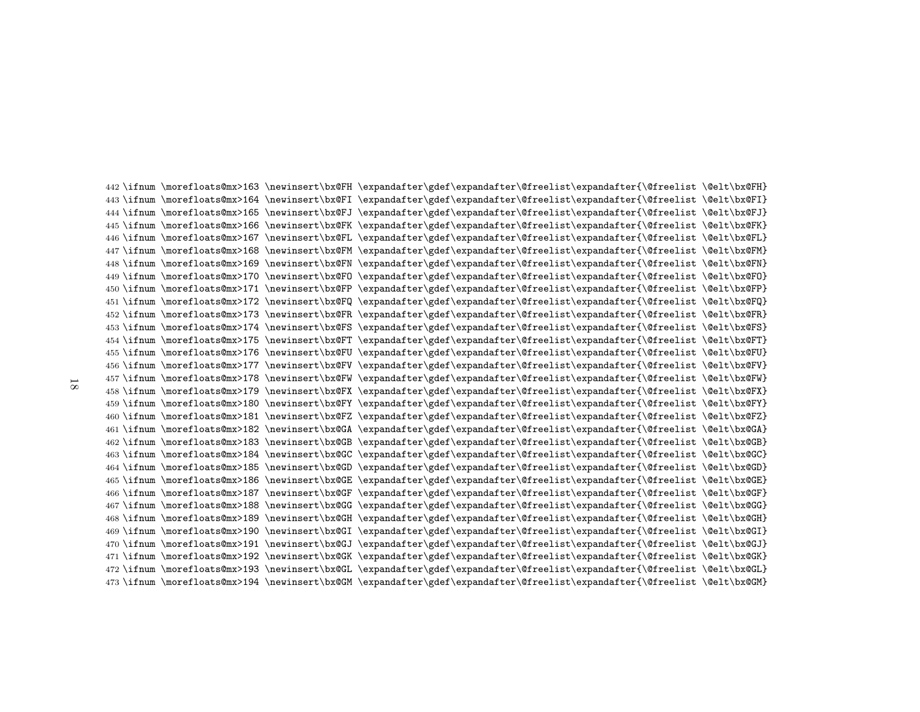```
442 \ifnum \morefloats@mx>163 \newinsert\bx@FH \expandafter\gdef\expandafter\@freelist\expandafter{\@freelist \@elt\bx@FH}
443 \ifnum \morefloats@mx>164 \newinsert\bx@FI \expandafter\gdef\expandafter\@freelist\expandafter{\@freelist \@elt\bx@FI}
444 \ifnum \morefloats@mx>165 \newinsert\bx@FJ \expandafter\gdef\expandafter\@freelist\expandafter{\@freelist \@elt\bx@FJ}
445 \ifnum \morefloats@mx>166 \newinsert\bx@FK \expandafter\gdef\expandafter\@freelist\expandafter{\@freelist \@elt\bx@FK}
446 \ifnum \morefloats@mx>167 \newinsert\bx@FL \expandafter\gdef\expandafter\@freelist\expandafter{\@freelist \@elt\bx@FL}
447 \ifnum \morefloats@mx>168 \newinsert\bx@FM \expandafter\gdef\expandafter\@freelist\expandafter{\@freelist \@elt\bx@FM}
448 \ifnum \morefloats@mx>169 \newinsert\bx@FN \expandafter\gdef\expandafter\@freelist\expandafter{\@freelist \@elt\bx@FN}
449 \ifnum \morefloats@mx>170 \newinsert\bx@FO \expandafter\gdef\expandafter\@freelist\expandafter{\@freelist \@elt\bx@FO}
450 \ifnum \morefloats@mx>171 \newinsert\bx@FP \expandafter\gdef\expandafter\@freelist\expandafter{\@freelist \@elt\bx@FP}
451 \ifnum \morefloats@mx>172 \newinsert\bx@FQ \expandafter\gdef\expandafter\@freelist\expandafter{\@freelist \@elt\bx@FQ}
452 \ifnum \morefloats@mx>173 \newinsert\bx@FR \expandafter\gdef\expandafter\@freelist\expandafter{\@freelist \@elt\bx@FR}
453 \ifnum \morefloats@mx>174 \newinsert\bx@FS \expandafter\gdef\expandafter\@freelist\expandafter{\@freelist \@elt\bx@FS}
454 \ifnum \morefloats@mx>175 \newinsert\bx@FT \expandafter\gdef\expandafter\@freelist\expandafter{\@freelist \@elt\bx@FT}
455 \ifnum \morefloats@mx>176 \newinsert\bx@FU \expandafter\gdef\expandafter\@freelist\expandafter{\@freelist \@elt\bx@FU}
456 \ifnum \morefloats@mx>177 \newinsert\bx@FV \expandafter\gdef\expandafter\@freelist\expandafter{\@freelist \@elt\bx@FV}
457 \ifnum \morefloats@mx>178 \newinsert\bx@FW \expandafter\gdef\expandafter\@freelist\expandafter{\@freelist \@elt\bx@FW}
458 \ifnum \morefloats@mx>179 \newinsert\bx@FX \expandafter\gdef\expandafter\@freelist\expandafter{\@freelist \@elt\bx@FX}
459 \ifnum \morefloats@mx>180 \newinsert\bx@FY \expandafter\gdef\expandafter\@freelist\expandafter{\@freelist \@elt\bx@FY}
460 \ifnum \morefloats@mx>181 \newinsert\bx@FZ \expandafter\gdef\expandafter\@freelist\expandafter{\@freelist \@elt\bx@FZ}
461 \ifnum \morefloats@mx>182 \newinsert\bx@GA \expandafter\gdef\expandafter\@freelist\expandafter{\@freelist \@elt\bx@GA}
462 \ifnum \morefloats@mx>183 \newinsert\bx@GB \expandafter\gdef\expandafter\@freelist\expandafter{\@freelist \@elt\bx@GB}
463 \ifnum \morefloats@mx>184 \newinsert\bx@GC \expandafter\gdef\expandafter\@freelist\expandafter{\@freelist \@elt\bx@GC}
464 \ifnum \morefloats@mx>185 \newinsert\bx@GD \expandafter\gdef\expandafter\@freelist\expandafter{\@freelist \@elt\bx@GD}
465 \ifnum \morefloats@mx>186 \newinsert\bx@GE \expandafter\gdef\expandafter\@freelist\expandafter{\@freelist \@elt\bx@GE}
466 \ifnum \morefloats@mx>187 \newinsert\bx@GF \expandafter\gdef\expandafter\@freelist\expandafter{\@freelist \@elt\bx@GF}
467 \ifnum \morefloats@mx>188 \newinsert\bx@GG \expandafter\gdef\expandafter\@freelist\expandafter{\@freelist \@elt\bx@GG}
468 \ifnum \morefloats@mx>189 \newinsert\bx@GH \expandafter\gdef\expandafter\@freelist\expandafter{\@freelist \@elt\bx@GH}
469 \ifnum \morefloats@mx>190 \newinsert\bx@GI \expandafter\gdef\expandafter\@freelist\expandafter{\@freelist \@elt\bx@GI}
470 \ifnum \morefloats@mx>191 \newinsert\bx@GJ \expandafter\gdef\expandafter\@freelist\expandafter{\@freelist \@elt\bx@GJ}
471 \ifnum \morefloats@mx>192 \newinsert\bx@GK \expandafter\gdef\expandafter\@freelist\expandafter{\@freelist \@elt\bx@GK}
472 \ifnum \morefloats@mx>193 \newinsert\bx@GL \expandafter\gdef\expandafter\@freelist\expandafter{\@freelist \@elt\bx@GL}
473 \ifnum \morefloats@mx>194 \newinsert\bx@GM \expandafter\gdef\expandafter\@freelist\expandafter{\@freelist \@elt\bx@GM}
```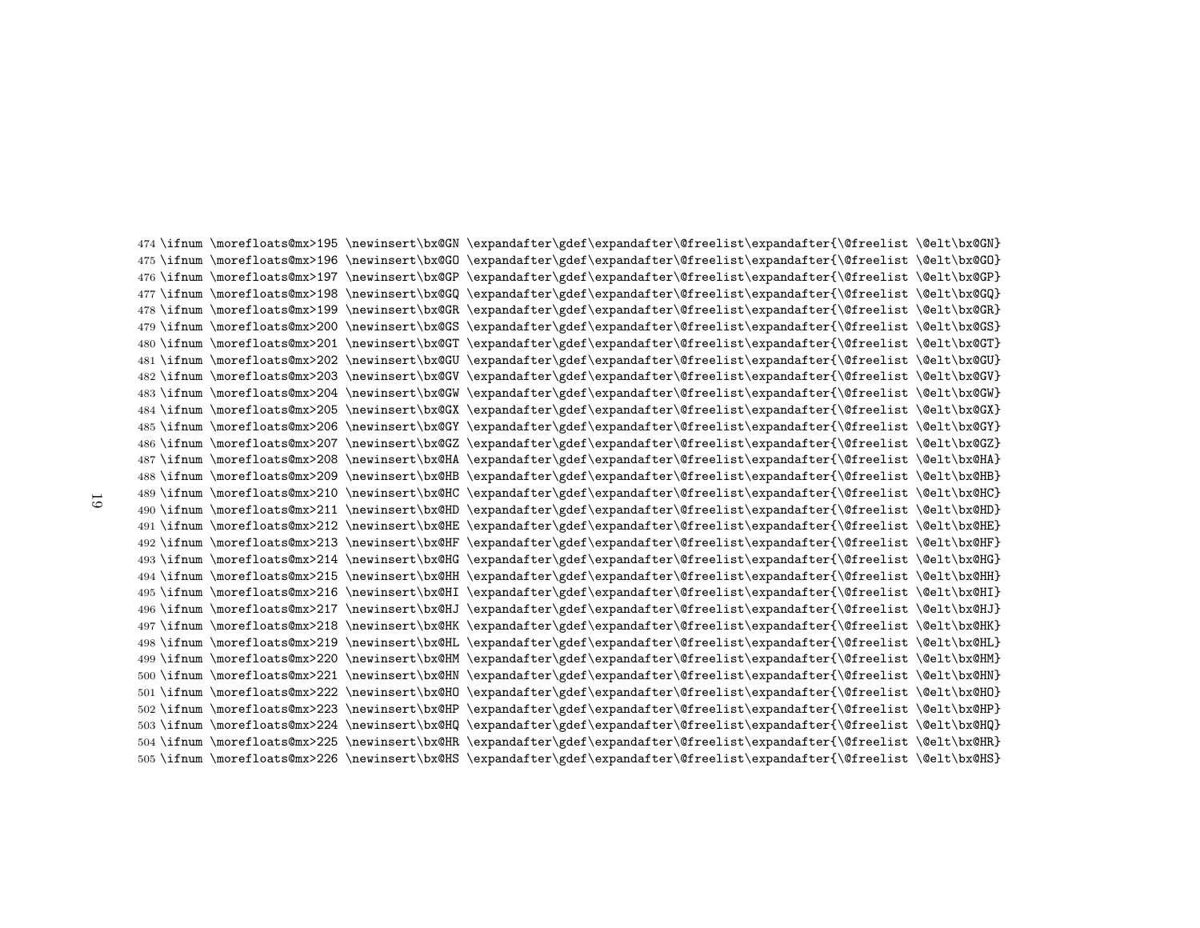```
474 \ifnum \morefloats@mx>195 \newinsert\bx@GN \expandafter\gdef\expandafter\@freelist\expandafter{\@freelist \@elt\bx@GN}
475 \ifnum \morefloats@mx>196 \newinsert\bx@GO \expandafter\gdef\expandafter\@freelist\expandafter{\@freelist \@elt\bx@GO}
476 \ifnum \morefloats@mx>197 \newinsert\bx@GP \expandafter\gdef\expandafter\@freelist\expandafter{\@freelist \@elt\bx@GP}
477 \ifnum \morefloats@mx>198 \newinsert\bx@GQ \expandafter\gdef\expandafter\@freelist\expandafter{\@freelist \@elt\bx@GQ}
478 \ifnum \morefloats@mx>199 \newinsert\bx@GR \expandafter\gdef\expandafter\@freelist\expandafter{\@freelist \@elt\bx@GR}
479 \ifnum \morefloats@mx>200 \newinsert\bx@GS \expandafter\gdef\expandafter\@freelist\expandafter{\@freelist \@elt\bx@GS}
480 \ifnum \morefloats@mx>201 \newinsert\bx@GT \expandafter\gdef\expandafter\@freelist\expandafter{\@freelist \@elt\bx@GT}
481 \ifnum \morefloats@mx>202 \newinsert\bx@GU \expandafter\gdef\expandafter\@freelist\expandafter{\@freelist \@elt\bx@GU}
482 \ifnum \morefloats@mx>203 \newinsert\bx@GV \expandafter\gdef\expandafter\@freelist\expandafter{\@freelist \@elt\bx@GV}
483 \ifnum \morefloats@mx>204 \newinsert\bx@GW \expandafter\gdef\expandafter\@freelist\expandafter{\@freelist \@elt\bx@GW}
484 \ifnum \morefloats@mx>205 \newinsert\bx@GX \expandafter\gdef\expandafter\@freelist\expandafter{\@freelist \@elt\bx@GX}
485 \ifnum \morefloats@mx>206 \newinsert\bx@GY \expandafter\gdef\expandafter\@freelist\expandafter{\@freelist \@elt\bx@GY}
486 \ifnum \morefloats@mx>207 \newinsert\bx@GZ \expandafter\gdef\expandafter\@freelist\expandafter{\@freelist \@elt\bx@GZ}
487 \ifnum \morefloats@mx>208 \newinsert\bx@HA \expandafter\gdef\expandafter\@freelist\expandafter{\@freelist \@elt\bx@HA}
488 \ifnum \morefloats@mx>209 \newinsert\bx@HB \expandafter\gdef\expandafter\@freelist\expandafter{\@freelist \@elt\bx@HB}
489 \ifnum \morefloats@mx>210 \newinsert\bx@HC \expandafter\gdef\expandafter\@freelist\expandafter{\@freelist \@elt\bx@HC}
490 \ifnum \morefloats@mx>211 \newinsert\bx@HD \expandafter\gdef\expandafter\@freelist\expandafter{\@freelist \@elt\bx@HD}
491 \ifnum \morefloats@mx>212 \newinsert\bx@HE \expandafter\gdef\expandafter\@freelist\expandafter{\@freelist \@elt\bx@HE}
492 \ifnum \morefloats@mx>213 \newinsert\bx@HF \expandafter\gdef\expandafter\@freelist\expandafter{\@freelist \@elt\bx@HF}
493 \ifnum \morefloats@mx>214 \newinsert\bx@HG \expandafter\gdef\expandafter\@freelist\expandafter{\@freelist \@elt\bx@HG}
494 \ifnum \morefloats@mx>215 \newinsert\bx@HH \expandafter\gdef\expandafter\@freelist\expandafter{\@freelist \@elt\bx@HH}
495 \ifnum \morefloats@mx>216 \newinsert\bx@HI \expandafter\gdef\expandafter\@freelist\expandafter{\@freelist \@elt\bx@HI}
496 \ifnum \morefloats@mx>217 \newinsert\bx@HJ \expandafter\gdef\expandafter\@freelist\expandafter{\@freelist \@elt\bx@HJ}
497 \ifnum \morefloats@mx>218 \newinsert\bx@HK \expandafter\gdef\expandafter\@freelist\expandafter{\@freelist \@elt\bx@HK}
498 \ifnum \morefloats@mx>219 \newinsert\bx@HL \expandafter\gdef\expandafter\@freelist\expandafter{\@freelist \@elt\bx@HL}
499 \ifnum \morefloats@mx>220 \newinsert\bx@HM \expandafter\gdef\expandafter\@freelist\expandafter{\@freelist \@elt\bx@HM}
500 \ifnum \morefloats@mx>221 \newinsert\bx@HN \expandafter\gdef\expandafter\@freelist\expandafter{\@freelist \@elt\bx@HN}
501 \ifnum \morefloats@mx>222 \newinsert\bx@HO \expandafter\gdef\expandafter\@freelist\expandafter{\@freelist \@elt\bx@HO}
502 \ifnum \morefloats@mx>223 \newinsert\bx@HP \expandafter\gdef\expandafter\@freelist\expandafter{\@freelist \@elt\bx@HP}
503 \ifnum \morefloats@mx>224 \newinsert\bx@HQ \expandafter\gdef\expandafter\@freelist\expandafter{\@freelist \@elt\bx@HQ}
504 \ifnum \morefloats@mx>225 \newinsert\bx@HR \expandafter\gdef\expandafter\@freelist\expandafter{\@freelist \@elt\bx@HR}
505 \ifnum \morefloats@mx>226 \newinsert\bx@HS \expandafter\gdef\expandafter\@freelist\expandafter{\@freelist \@elt\bx@HS}
```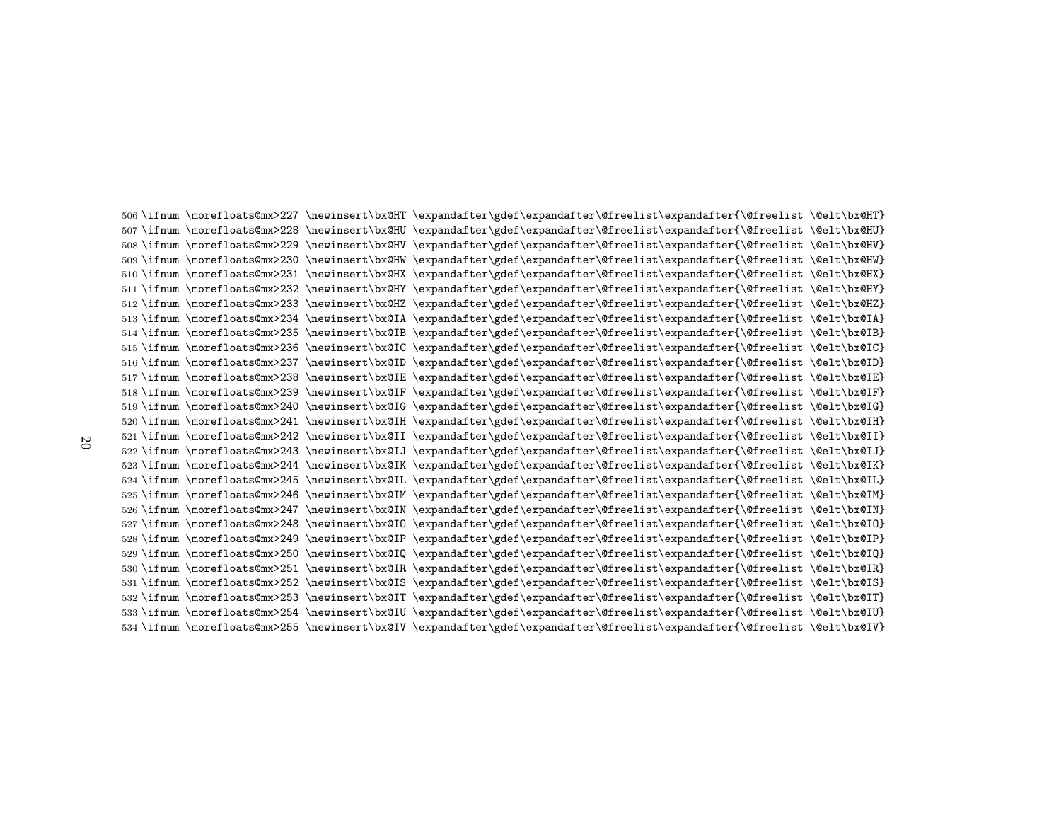```
506 \ifnum \morefloats@mx>227 \newinsert\bx@HT \expandafter\gdef\expandafter\@freelist\expandafter{\@freelist \@elt\bx@HT}
507 \ifnum \morefloats@mx>228 \newinsert\bx@HU \expandafter\gdef\expandafter\@freelist\expandafter{\@freelist \@elt\bx@HU}
508 \ifnum \morefloats@mx>229 \newinsert\bx@HV \expandafter\gdef\expandafter\@freelist\expandafter{\@freelist \@elt\bx@HV}
509 \ifnum \morefloats@mx>230 \newinsert\bx@HW \expandafter\gdef\expandafter\@freelist\expandafter{\@freelist \@elt\bx@HW}
510 \ifnum \morefloats@mx>231 \newinsert\bx@HX \expandafter\gdef\expandafter\@freelist\expandafter{\@freelist \@elt\bx@HX}
511 \ifnum \morefloats@mx>232 \newinsert\bx@HY \expandafter\gdef\expandafter\@freelist\expandafter{\@freelist \@elt\bx@HY}
512 \ifnum \morefloats@mx>233 \newinsert\bx@HZ \expandafter\gdef\expandafter\@freelist\expandafter{\@freelist \@elt\bx@HZ}
513 \ifnum \morefloats@mx>234 \newinsert\bx@IA \expandafter\gdef\expandafter\@freelist\expandafter{\@freelist \@elt\bx@IA}
514 \ifnum \morefloats@mx>235 \newinsert\bx@IB \expandafter\gdef\expandafter\@freelist\expandafter{\@freelist \@elt\bx@IB}
515 \ifnum \morefloats@mx>236 \newinsert\bx@IC \expandafter\gdef\expandafter\@freelist\expandafter{\@freelist \@elt\bx@IC}
516 \ifnum \morefloats@mx>237 \newinsert\bx@ID \expandafter\gdef\expandafter\@freelist\expandafter{\@freelist \@elt\bx@ID}
517 \ifnum \morefloats@mx>238 \newinsert\bx@IE \expandafter\gdef\expandafter\@freelist\expandafter{\@freelist \@elt\bx@IE}
518 \ifnum \morefloats@mx>239 \newinsert\bx@IF \expandafter\gdef\expandafter\@freelist\expandafter{\@freelist \@elt\bx@IF}
519 \ifnum \morefloats@mx>240 \newinsert\bx@IG \expandafter\gdef\expandafter\@freelist\expandafter{\@freelist \@elt\bx@IG}
520 \ifnum \morefloats@mx>241 \newinsert\bx@IH \expandafter\gdef\expandafter\@freelist\expandafter{\@freelist \@elt\bx@IH}
521 \ifnum \morefloats@mx>242 \newinsert\bx@II \expandafter\gdef\expandafter\@freelist\expandafter{\@freelist \@elt\bx@II}
522 \ifnum \morefloats@mx>243 \newinsert\bx@IJ \expandafter\gdef\expandafter\@freelist\expandafter{\@freelist \@elt\bx@IJ}
523 \ifnum \morefloats@mx>244 \newinsert\bx@IK \expandafter\gdef\expandafter\@freelist\expandafter{\@freelist \@elt\bx@IK}
524 \ifnum \morefloats@mx>245 \newinsert\bx@IL \expandafter\gdef\expandafter\@freelist\expandafter{\@freelist \@elt\bx@IL}
525 \ifnum \morefloats@mx>246 \newinsert\bx@IM \expandafter\gdef\expandafter\@freelist\expandafter{\@freelist \@elt\bx@IM}
526 \ifnum \morefloats@mx>247 \newinsert\bx@IN \expandafter\gdef\expandafter\@freelist\expandafter{\@freelist \@elt\bx@IN}
527 \ifnum \morefloats@mx>248 \newinsert\bx@IO \expandafter\gdef\expandafter\@freelist\expandafter{\@freelist \@elt\bx@IO}
528 \ifnum \morefloats@mx>249 \newinsert\bx@IP \expandafter\gdef\expandafter\@freelist\expandafter{\@freelist \@elt\bx@IP}
529 \ifnum \morefloats@mx>250 \newinsert\bx@IQ \expandafter\gdef\expandafter\@freelist\expandafter{\@freelist \@elt\bx@IQ}
530 \ifnum \morefloats@mx>251 \newinsert\bx@IR \expandafter\gdef\expandafter\@freelist\expandafter{\@freelist \@elt\bx@IR}
531 \ifnum \morefloats@mx>252 \newinsert\bx@IS \expandafter\gdef\expandafter\@freelist\expandafter{\@freelist \@elt\bx@IS}
532 \ifnum \morefloats@mx>253 \newinsert\bx@IT \expandafter\gdef\expandafter\@freelist\expandafter{\@freelist \@elt\bx@IT}
533 \ifnum \morefloats@mx>254 \newinsert\bx@IU \expandafter\gdef\expandafter\@freelist\expandafter{\@freelist \@elt\bx@IU}
534 \ifnum \morefloats@mx>255 \newinsert\bx@IV \expandafter\gdef\expandafter\@freelist\expandafter{\@freelist \@elt\bx@IV}
```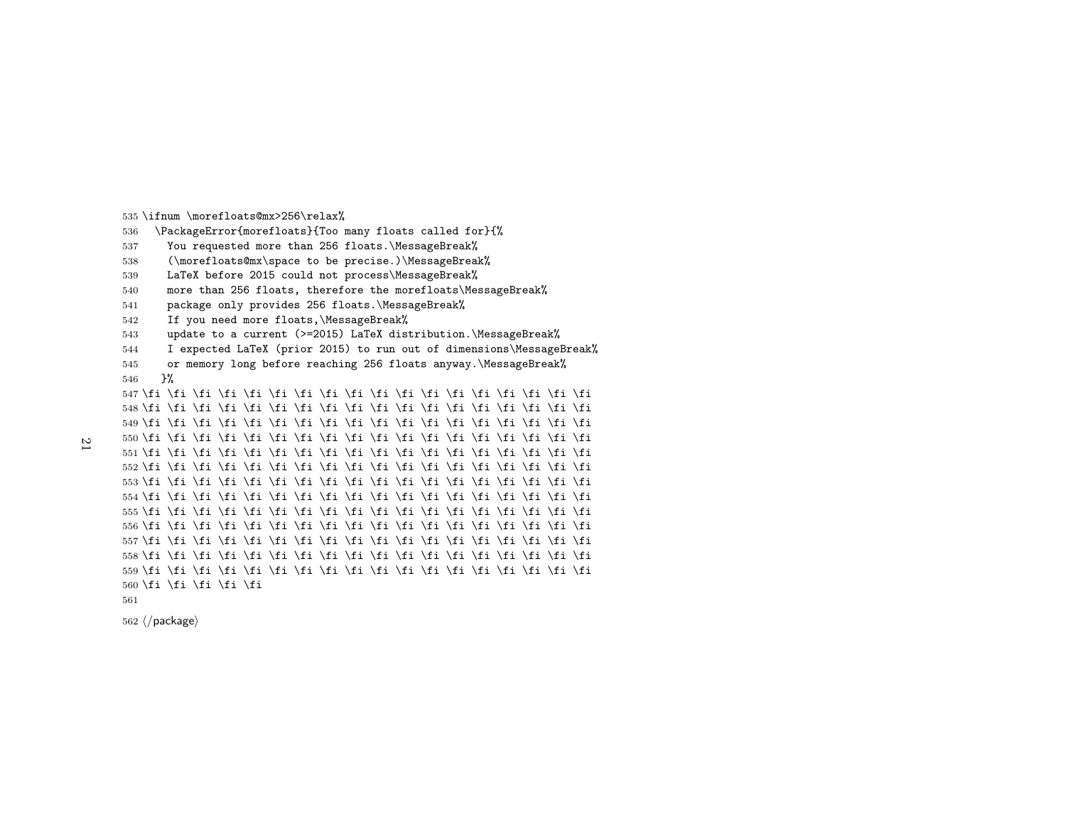```
535 \ifnum \morefloats@mx>256\relax%
536   \PackageError{morefloats}{Too many floats called for}{%
537     You requested more than 256 floats.\MessageBreak%
538     (\morefloats@mx\space to be precise.)\MessageBreak%
539     LaTeX before 2015 could not process\MessageBreak%
540     more than 256 floats, therefore the morefloats\MessageBreak%
541     package only provides 256 floats.\MessageBreak%
542     If you need more floats,\MessageBreak%
543     update to a current (>=2015) LaTeX distribution.\MessageBreak%
544     I expected LaTeX (prior 2015) to run out of dimensions\MessageBreak%
545     or memory long before reaching 256 floats anyway.\MessageBreak%
546   }%
547 \fi \fi \fi \fi \fi \fi \fi \fi \fi \fi \fi \fi \fi \fi \fi \fi \fi \fi
548 \fi \fi \fi \fi \fi \fi \fi \fi \fi \fi \fi \fi \fi \fi \fi \fi \fi \fi
549 \fi \fi \fi \fi \fi \fi \fi \fi \fi \fi \fi \fi \fi \fi \fi \fi \fi \fi
550 \fi \fi \fi \fi \fi \fi \fi \fi \fi \fi \fi \fi \fi \fi \fi \fi \fi \fi
551 \fi \fi \fi \fi \fi \fi \fi \fi \fi \fi \fi \fi \fi \fi \fi \fi \fi \fi
552 \fi \fi \fi \fi \fi \fi \fi \fi \fi \fi \fi \fi \fi \fi \fi \fi \fi \fi
553 \fi \fi \fi \fi \fi \fi \fi \fi \fi \fi \fi \fi \fi \fi \fi \fi \fi \fi
554 \fi \fi \fi \fi \fi \fi \fi \fi \fi \fi \fi \fi \fi \fi \fi \fi \fi \fi
555 \fi \fi \fi \fi \fi \fi \fi \fi \fi \fi \fi \fi \fi \fi \fi \fi \fi \fi
556 \fi \fi \fi \fi \fi \fi \fi \fi \fi \fi \fi \fi \fi \fi \fi \fi \fi \fi
557 \fi \fi \fi \fi \fi \fi \fi \fi \fi \fi \fi \fi \fi \fi \fi \fi \fi \fi
558 \fi \fi \fi \fi \fi \fi \fi \fi \fi \fi \fi \fi \fi \fi \fi \fi \fi \fi
559 \fi \fi \fi \fi \fi \fi \fi \fi \fi \fi \fi \fi \fi \fi \fi \fi \fi \fi
560 \fi \fi \fi \fi \fi
561
562 ⟨/package⟩
```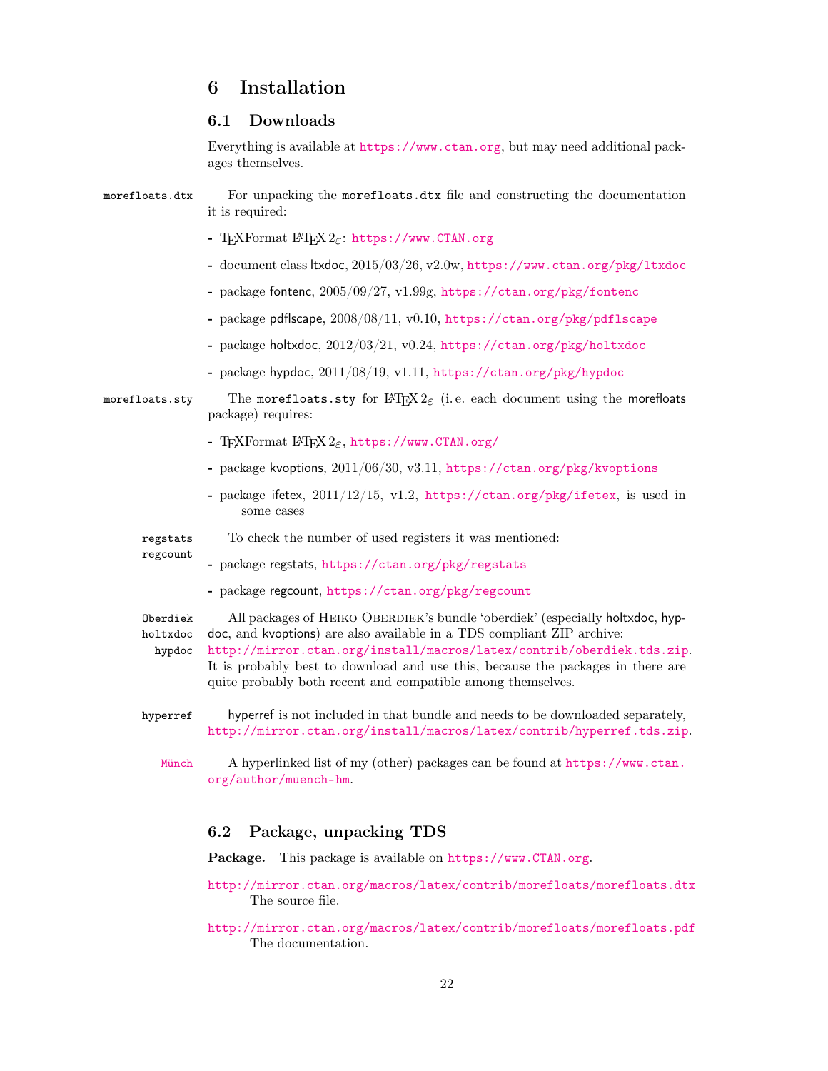# 6 Installation

## 6.1 Downloads

Everything is available at https://www.ctan.org, but may need additional packages themselves.

morefloats.dtx

For unpacking the morefloats.dtx file and constructing the documentation it is required:

- TEXFormat LATEX 2ε: https://www.CTAN.org
- document class ltxdoc, 2015/03/26, v2.0w, https://www.ctan.org/pkg/ltxdoc
- package fontenc, 2005/09/27, v1.99g, https://ctan.org/pkg/fontenc
- package pdflscape, 2008/08/11, v0.10, https://ctan.org/pkg/pdflscape
- package holtxdoc, 2012/03/21, v0.24, https://ctan.org/pkg/holtxdoc
- package hypdoc, 2011/08/19, v1.11, https://ctan.org/pkg/hypdoc

morefloats.sty

The morefloats.sty for LATEX 2ε (i. e. each document using the morefloats package) requires:

- TEXFormat LATEX 2ε, https://www.CTAN.org/
- package kvoptions, 2011/06/30, v3.11, https://ctan.org/pkg/kvoptions
- package ifetex, 2011/12/15, v1.2, https://ctan.org/pkg/ifetex, is used in some cases

regstats
regcount

To check the number of used registers it was mentioned:

- package regstats, https://ctan.org/pkg/regstats
- package regcount, https://ctan.org/pkg/regcount

Oberdiek
holtxdoc
hypdoc

All packages of Heiko Oberdiek's bundle 'oberdiek' (especially holtxdoc, hypdoc, and kvoptions) are also available in a TDS compliant ZIP archive: http://mirror.ctan.org/install/macros/latex/contrib/oberdiek.tds.zip. It is probably best to download and use this, because the packages in there are quite probably both recent and compatible among themselves.

hyperref

hyperref is not included in that bundle and needs to be downloaded separately, http://mirror.ctan.org/install/macros/latex/contrib/hyperref.tds.zip.

Münch

A hyperlinked list of my (other) packages can be found at https://www.ctan.org/author/muench-hm.

## 6.2 Package, unpacking TDS

**Package.** This package is available on https://www.CTAN.org.

http://mirror.ctan.org/macros/latex/contrib/morefloats/morefloats.dtx
The source file.

http://mirror.ctan.org/macros/latex/contrib/morefloats/morefloats.pdf
The documentation.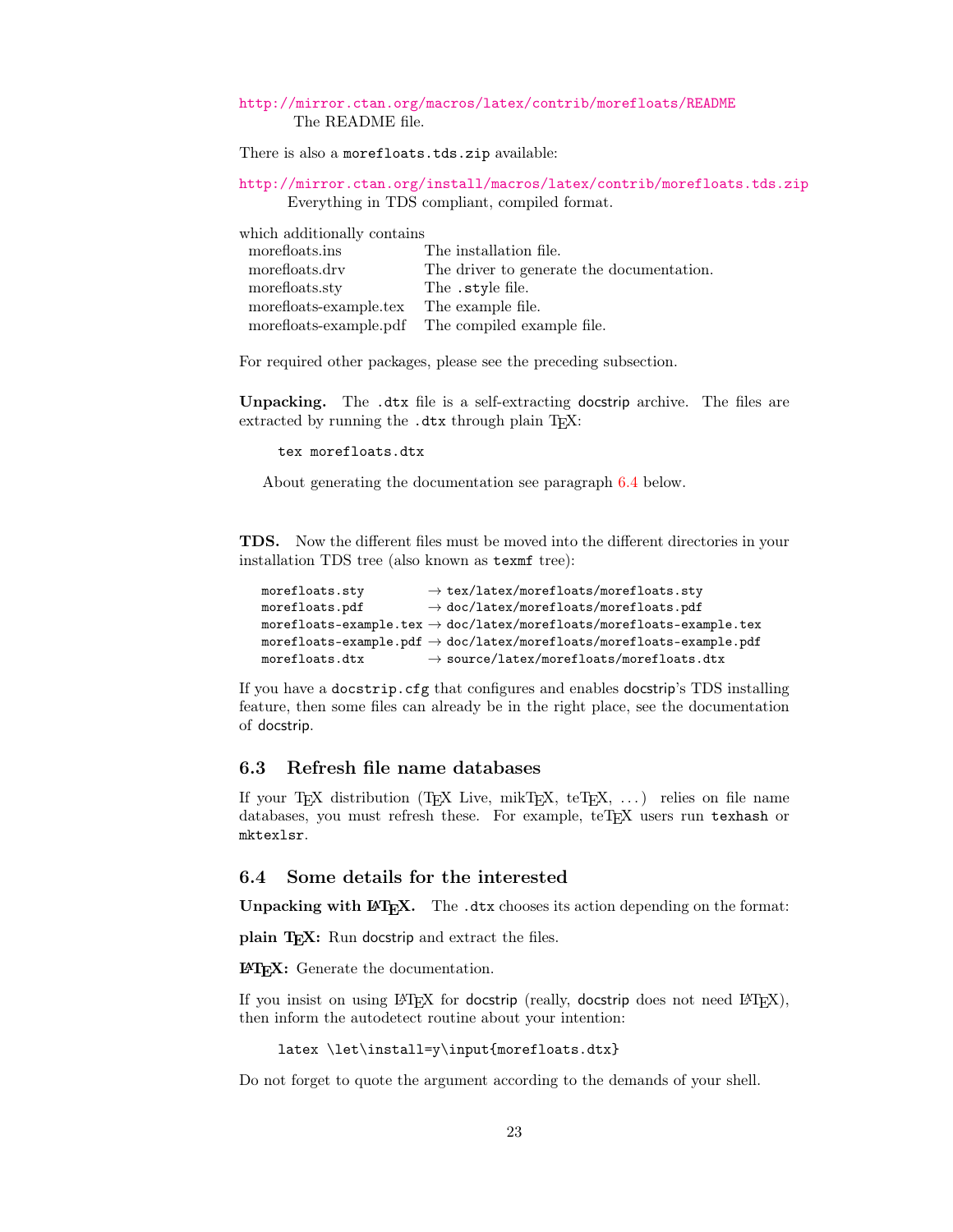http://mirror.ctan.org/macros/latex/contrib/morefloats/README
The README file.

There is also a `morefloats.tds.zip` available:

http://mirror.ctan.org/install/macros/latex/contrib/morefloats.tds.zip
Everything in TDS compliant, compiled format.

which additionally contains

| | |
|---|---|
| morefloats.ins | The installation file. |
| morefloats.drv | The driver to generate the documentation. |
| morefloats.sty | The `.style` file. |
| morefloats-example.tex | The example file. |
| morefloats-example.pdf | The compiled example file. |

For required other packages, please see the preceding subsection.

**Unpacking.** The `.dtx` file is a self-extracting docstrip archive. The files are extracted by running the `.dtx` through plain TeX:

```
tex morefloats.dtx
```

About generating the documentation see paragraph 6.4 below.

**TDS.** Now the different files must be moved into the different directories in your installation TDS tree (also known as `texmf` tree):

```
morefloats.sty         → tex/latex/morefloats/morefloats.sty
morefloats.pdf         → doc/latex/morefloats/morefloats.pdf
morefloats-example.tex → doc/latex/morefloats/morefloats-example.tex
morefloats-example.pdf → doc/latex/morefloats/morefloats-example.pdf
morefloats.dtx         → source/latex/morefloats/morefloats.dtx
```

If you have a `docstrip.cfg` that configures and enables docstrip's TDS installing feature, then some files can already be in the right place, see the documentation of docstrip.

## 6.3 Refresh file name databases

If your TeX distribution (TeX Live, mikTeX, teTeX, ...) relies on file name databases, you must refresh these. For example, teTeX users run `texhash` or `mktexlsr`.

## 6.4 Some details for the interested

**Unpacking with LaTeX.** The `.dtx` chooses its action depending on the format:

**plain TeX:** Run docstrip and extract the files.

**LaTeX:** Generate the documentation.

If you insist on using LaTeX for docstrip (really, docstrip does not need LaTeX), then inform the autodetect routine about your intention:

```
latex \let\install=y\input{morefloats.dtx}
```

Do not forget to quote the argument according to the demands of your shell.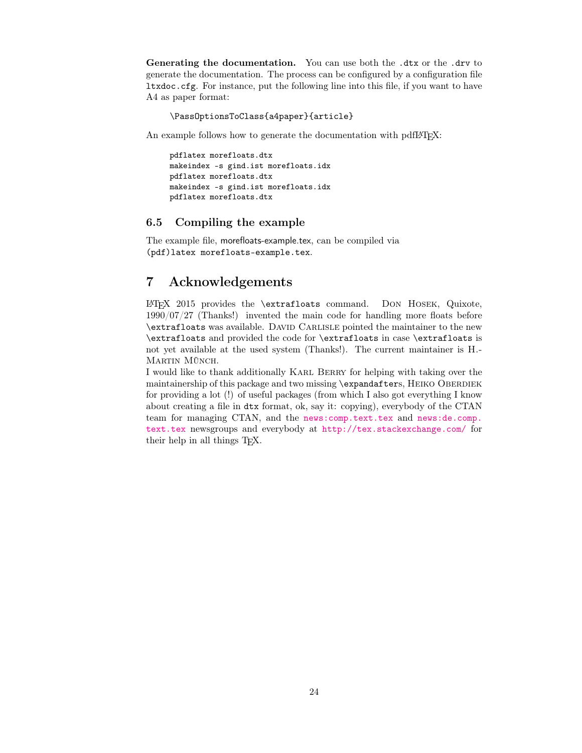**Generating the documentation.** You can use both the `.dtx` or the `.drv` to generate the documentation. The process can be configured by a configuration file `ltxdoc.cfg`. For instance, put the following line into this file, if you want to have A4 as paper format:

```
\PassOptionsToClass{a4paper}{article}
```

An example follows how to generate the documentation with pdfLaTeX:

```
pdflatex morefloats.dtx
makeindex -s gind.ist morefloats.idx
pdflatex morefloats.dtx
makeindex -s gind.ist morefloats.idx
pdflatex morefloats.dtx
```

### 6.5 Compiling the example

The example file, morefloats-example.tex, can be compiled via `(pdf)latex morefloats-example.tex`.

## 7 Acknowledgements

LaTeX 2015 provides the `\extrafloats` command. Don Hosek, Quixote, 1990/07/27 (Thanks!) invented the main code for handling more floats before `\extrafloats` was available. David Carlisle pointed the maintainer to the new `\extrafloats` and provided the code for `\extrafloats` in case `\extrafloats` is not yet available at the used system (Thanks!). The current maintainer is H.-Martin Münch.

I would like to thank additionally Karl Berry for helping with taking over the maintainership of this package and two missing `\expandafter`s, Heiko Oberdiek for providing a lot (!) of useful packages (from which I also got everything I know about creating a file in `dtx` format, ok, say it: copying), everybody of the CTAN team for managing CTAN, and the news:comp.text.tex and news:de.comp.text.tex newsgroups and everybody at http://tex.stackexchange.com/ for their help in all things TeX.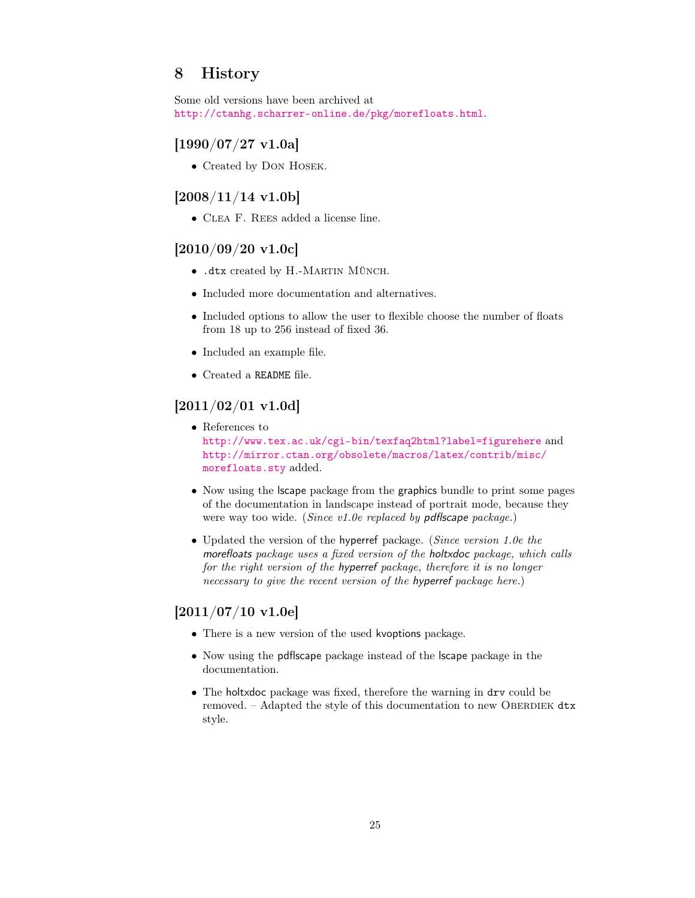# 8 History

Some old versions have been archived at
`http://ctanhg.scharrer-online.de/pkg/morefloats.html`.

### [1990/07/27 v1.0a]

- Created by Don Hosek.

### [2008/11/14 v1.0b]

- Clea F. Rees added a license line.

### [2010/09/20 v1.0c]

- `.dtx` created by H.-Martin Münch.
- Included more documentation and alternatives.
- Included options to allow the user to flexible choose the number of floats from 18 up to 256 instead of fixed 36.
- Included an example file.
- Created a `README` file.

### [2011/02/01 v1.0d]

- References to
  `http://www.tex.ac.uk/cgi-bin/texfaq2html?label=figurehere` and
  `http://mirror.ctan.org/obsolete/macros/latex/contrib/misc/morefloats.sty` added.
- Now using the lscape package from the graphics bundle to print some pages of the documentation in landscape instead of portrait mode, because they were way too wide. (*Since v1.0e replaced by pdflscape package.*)
- Updated the version of the hyperref package. (*Since version 1.0e the morefloats package uses a fixed version of the holtxdoc package, which calls for the right version of the hyperref package, therefore it is no longer necessary to give the recent version of the hyperref package here.*)

### [2011/07/10 v1.0e]

- There is a new version of the used kvoptions package.
- Now using the pdflscape package instead of the lscape package in the documentation.
- The holtxdoc package was fixed, therefore the warning in `drv` could be removed. – Adapted the style of this documentation to new Oberdiek `dtx` style.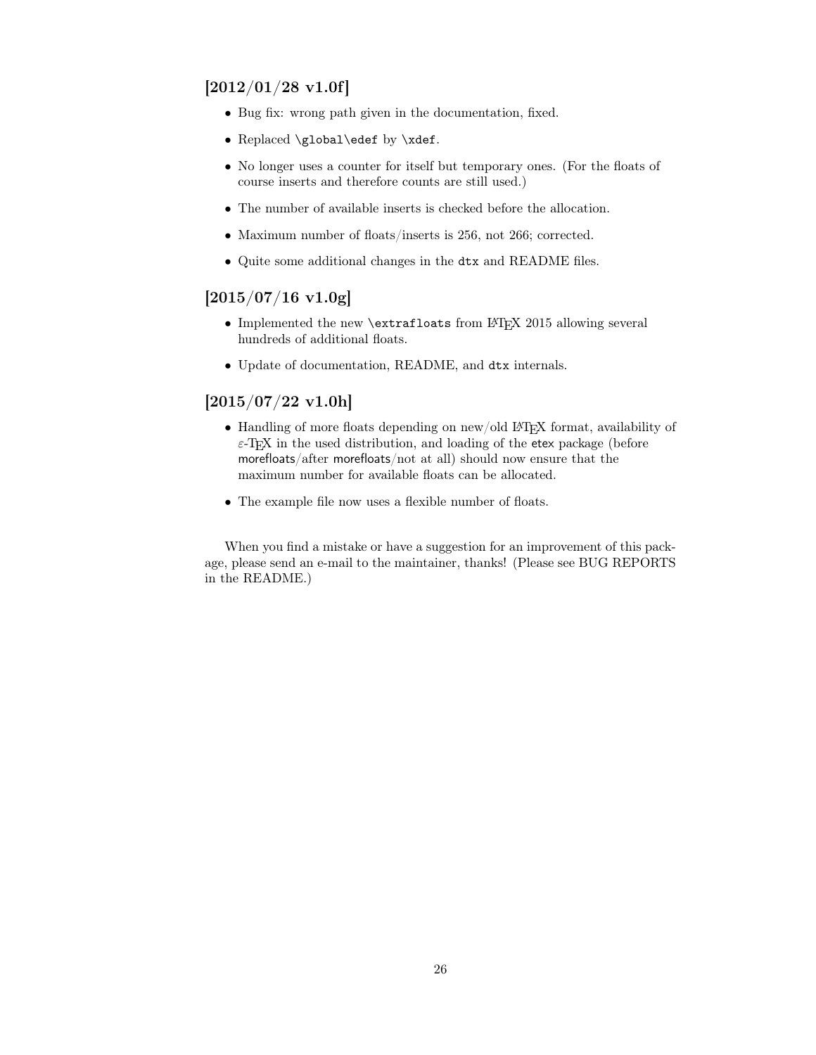### [2012/01/28 v1.0f]

- Bug fix: wrong path given in the documentation, fixed.
- Replaced `\global\edef` by `\xdef`.
- No longer uses a counter for itself but temporary ones. (For the floats of course inserts and therefore counts are still used.)
- The number of available inserts is checked before the allocation.
- Maximum number of floats/inserts is 256, not 266; corrected.
- Quite some additional changes in the `dtx` and README files.

### [2015/07/16 v1.0g]

- Implemented the new `\extrafloats` from LaTeX 2015 allowing several hundreds of additional floats.
- Update of documentation, README, and `dtx` internals.

### [2015/07/22 v1.0h]

- Handling of more floats depending on new/old LaTeX format, availability of $\varepsilon$-TeX in the used distribution, and loading of the etex package (before morefloats/after morefloats/not at all) should now ensure that the maximum number for available floats can be allocated.
- The example file now uses a flexible number of floats.

When you find a mistake or have a suggestion for an improvement of this package, please send an e-mail to the maintainer, thanks! (Please see BUG REPORTS in the README.)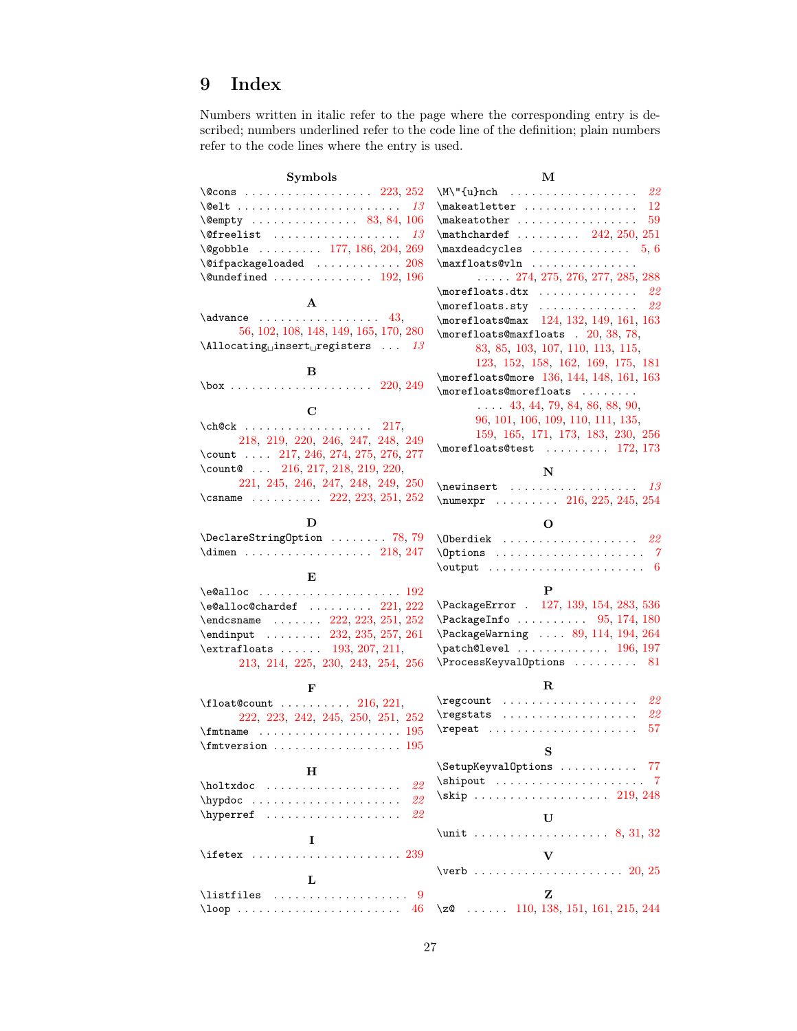# 9 Index

Numbers written in italic refer to the page where the corresponding entry is described; numbers underlined refer to the code line of the definition; plain numbers refer to the code lines where the entry is used.

**Symbols**

\@cons . . . 223, 252
\@elt . . . *13*
\@empty . . . 83, 84, 106
\@freelist . . . *13*
\@gobble . . . 177, 186, 204, 269
\@ifpackageloaded . . . 208
\@undefined . . . 192, 196

**A**

\advance . . . 43, 56, 102, 108, 148, 149, 165, 170, 280
\Allocating␣insert␣registers . . . *13*

**B**

\box . . . 220, 249

**C**

\ch@ck . . . 217, 218, 219, 220, 246, 247, 248, 249
\count . . . 217, 246, 274, 275, 276, 277
\count@ . . . 216, 217, 218, 219, 220, 221, 245, 246, 247, 248, 249, 250
\csname . . . 222, 223, 251, 252

**D**

\DeclareStringOption . . . 78, 79
\dimen . . . 218, 247

**E**

\e@alloc . . . 192
\e@alloc@chardef . . . 221, 222
\endcsname . . . 222, 223, 251, 252
\endinput . . . 232, 235, 257, 261
\extrafloats . . . 193, 207, 211, 213, 214, 225, 230, 243, 254, 256

**F**

\float@count . . . 216, 221, 222, 223, 242, 245, 250, 251, 252
\fmtname . . . 195
\fmtversion . . . 195

**H**

\holtxdoc . . . *22*
\hypdoc . . . *22*
\hyperref . . . *22*

**I**

\ifetex . . . 239

**L**

\listfiles . . . 9
\loop . . . 46

**M**

\M\"{u}nch . . . *22*
\makeatletter . . . 12
\makeatother . . . 59
\mathchardef . . . 242, 250, 251
\maxdeadcycles . . . 5, 6
\maxfloats@vln . . . 274, 275, 276, 277, 285, 288
\morefloats.dtx . . . *22*
\morefloats.sty . . . *22*
\morefloats@max . . . 124, 132, 149, 161, 163
\morefloats@maxfloats . . . 20, 38, 78, 83, 85, 103, 107, 110, 113, 115, 123, 152, 158, 162, 169, 175, 181
\morefloats@more . . . 136, 144, 148, 161, 163
\morefloats@morefloats . . . 43, 44, 79, 84, 86, 88, 90, 96, 101, 106, 109, 110, 111, 135, 159, 165, 171, 173, 183, 230, 256
\morefloats@test . . . 172, 173

**N**

\newinsert . . . *13*
\numexpr . . . 216, 225, 245, 254

**O**

\Oberdiek . . . *22*
\Options . . . 7
\output . . . 6

**P**

\PackageError . . . 127, 139, 154, 283, 536
\PackageInfo . . . 95, 174, 180
\PackageWarning . . . 89, 114, 194, 264
\patch@level . . . 196, 197
\ProcessKeyvalOptions . . . 81

**R**

\regcount . . . *22*
\regstats . . . *22*
\repeat . . . 57

**S**

\SetupKeyvalOptions . . . 77
\shipout . . . 7
\skip . . . 219, 248

**U**

\unit . . . 8, 31, 32

**V**

\verb . . . 20, 25

**Z**

\z@ . . . 110, 138, 151, 161, 215, 244